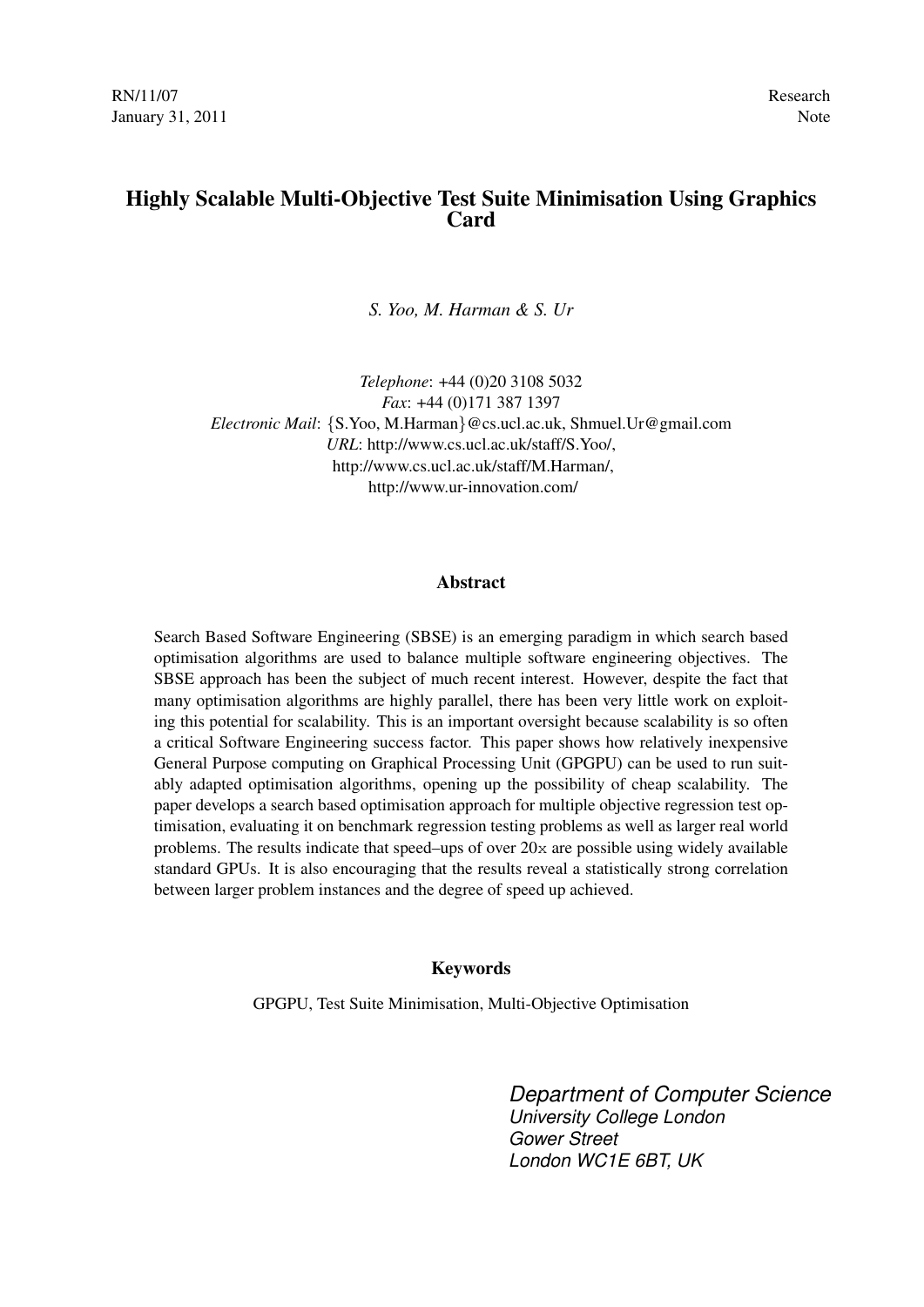RN/11/07
January 31, 2011

Research
Note

# Highly Scalable Multi-Objective Test Suite Minimisation Using Graphics Card

*S. Yoo, M. Harman & S. Ur*

*Telephone*: +44 (0)20 3108 5032
*Fax*: +44 (0)171 387 1397
*Electronic Mail*: {S.Yoo, M.Harman}@cs.ucl.ac.uk, Shmuel.Ur@gmail.com
*URL*: http://www.cs.ucl.ac.uk/staff/S.Yoo/,
http://www.cs.ucl.ac.uk/staff/M.Harman/,
http://www.ur-innovation.com/

## Abstract

Search Based Software Engineering (SBSE) is an emerging paradigm in which search based optimisation algorithms are used to balance multiple software engineering objectives. The SBSE approach has been the subject of much recent interest. However, despite the fact that many optimisation algorithms are highly parallel, there has been very little work on exploiting this potential for scalability. This is an important oversight because scalability is so often a critical Software Engineering success factor. This paper shows how relatively inexpensive General Purpose computing on Graphical Processing Unit (GPGPU) can be used to run suitably adapted optimisation algorithms, opening up the possibility of cheap scalability. The paper develops a search based optimisation approach for multiple objective regression test optimisation, evaluating it on benchmark regression testing problems as well as larger real world problems. The results indicate that speed–ups of over 20x are possible using widely available standard GPUs. It is also encouraging that the results reveal a statistically strong correlation between larger problem instances and the degree of speed up achieved.

## Keywords

GPGPU, Test Suite Minimisation, Multi-Objective Optimisation

*Department of Computer Science*
*University College London*
*Gower Street*
*London WC1E 6BT, UK*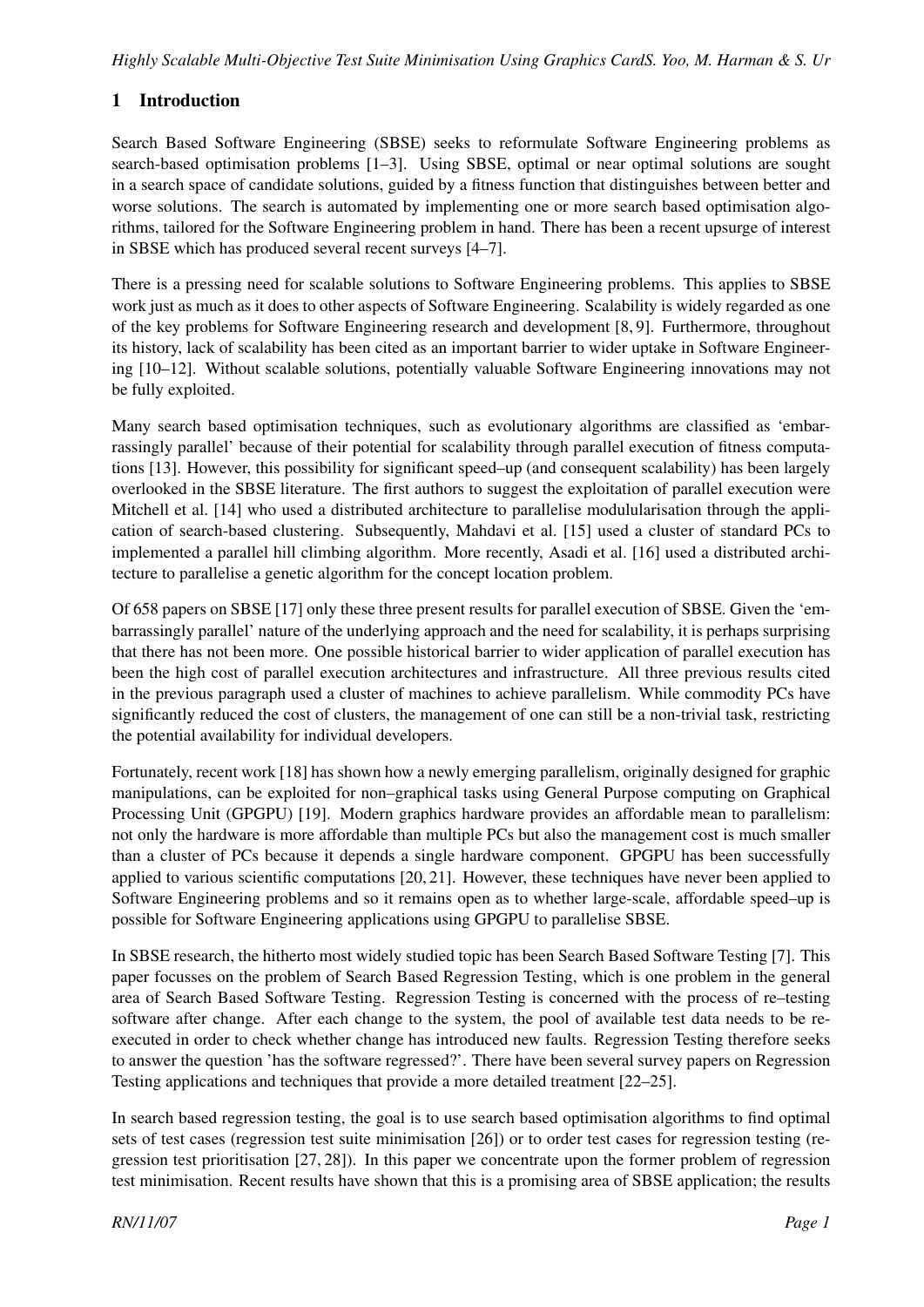## 1 Introduction

Search Based Software Engineering (SBSE) seeks to reformulate Software Engineering problems as search-based optimisation problems [1–3]. Using SBSE, optimal or near optimal solutions are sought in a search space of candidate solutions, guided by a fitness function that distinguishes between better and worse solutions. The search is automated by implementing one or more search based optimisation algorithms, tailored for the Software Engineering problem in hand. There has been a recent upsurge of interest in SBSE which has produced several recent surveys [4–7].

There is a pressing need for scalable solutions to Software Engineering problems. This applies to SBSE work just as much as it does to other aspects of Software Engineering. Scalability is widely regarded as one of the key problems for Software Engineering research and development [8, 9]. Furthermore, throughout its history, lack of scalability has been cited as an important barrier to wider uptake in Software Engineering [10–12]. Without scalable solutions, potentially valuable Software Engineering innovations may not be fully exploited.

Many search based optimisation techniques, such as evolutionary algorithms are classified as 'embarrassingly parallel' because of their potential for scalability through parallel execution of fitness computations [13]. However, this possibility for significant speed–up (and consequent scalability) has been largely overlooked in the SBSE literature. The first authors to suggest the exploitation of parallel execution were Mitchell et al. [14] who used a distributed architecture to parallelise modulularisation through the application of search-based clustering. Subsequently, Mahdavi et al. [15] used a cluster of standard PCs to implemented a parallel hill climbing algorithm. More recently, Asadi et al. [16] used a distributed architecture to parallelise a genetic algorithm for the concept location problem.

Of 658 papers on SBSE [17] only these three present results for parallel execution of SBSE. Given the 'embarrassingly parallel' nature of the underlying approach and the need for scalability, it is perhaps surprising that there has not been more. One possible historical barrier to wider application of parallel execution has been the high cost of parallel execution architectures and infrastructure. All three previous results cited in the previous paragraph used a cluster of machines to achieve parallelism. While commodity PCs have significantly reduced the cost of clusters, the management of one can still be a non-trivial task, restricting the potential availability for individual developers.

Fortunately, recent work [18] has shown how a newly emerging parallelism, originally designed for graphic manipulations, can be exploited for non–graphical tasks using General Purpose computing on Graphical Processing Unit (GPGPU) [19]. Modern graphics hardware provides an affordable mean to parallelism: not only the hardware is more affordable than multiple PCs but also the management cost is much smaller than a cluster of PCs because it depends a single hardware component. GPGPU has been successfully applied to various scientific computations [20, 21]. However, these techniques have never been applied to Software Engineering problems and so it remains open as to whether large-scale, affordable speed–up is possible for Software Engineering applications using GPGPU to parallelise SBSE.

In SBSE research, the hitherto most widely studied topic has been Search Based Software Testing [7]. This paper focusses on the problem of Search Based Regression Testing, which is one problem in the general area of Search Based Software Testing. Regression Testing is concerned with the process of re–testing software after change. After each change to the system, the pool of available test data needs to be re-executed in order to check whether change has introduced new faults. Regression Testing therefore seeks to answer the question 'has the software regressed?'. There have been several survey papers on Regression Testing applications and techniques that provide a more detailed treatment [22–25].

In search based regression testing, the goal is to use search based optimisation algorithms to find optimal sets of test cases (regression test suite minimisation [26]) or to order test cases for regression testing (regression test prioritisation [27, 28]). In this paper we concentrate upon the former problem of regression test minimisation. Recent results have shown that this is a promising area of SBSE application; the results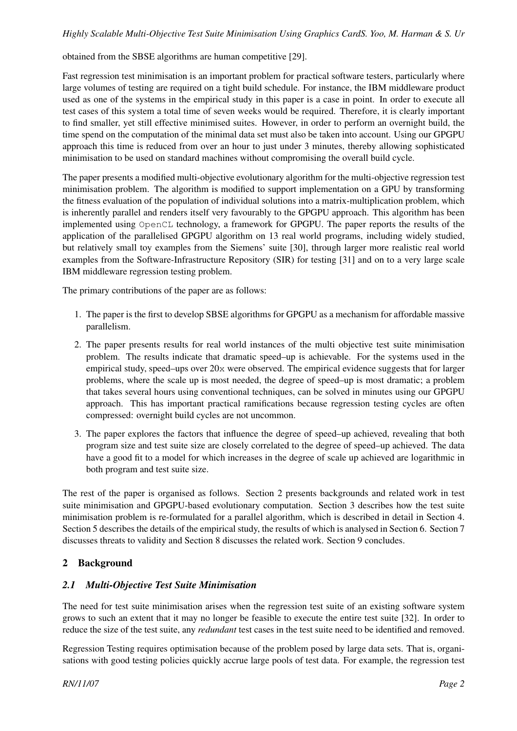obtained from the SBSE algorithms are human competitive [29].

Fast regression test minimisation is an important problem for practical software testers, particularly where large volumes of testing are required on a tight build schedule. For instance, the IBM middleware product used as one of the systems in the empirical study in this paper is a case in point. In order to execute all test cases of this system a total time of seven weeks would be required. Therefore, it is clearly important to find smaller, yet still effective minimised suites. However, in order to perform an overnight build, the time spend on the computation of the minimal data set must also be taken into account. Using our GPGPU approach this time is reduced from over an hour to just under 3 minutes, thereby allowing sophisticated minimisation to be used on standard machines without compromising the overall build cycle.

The paper presents a modified multi-objective evolutionary algorithm for the multi-objective regression test minimisation problem. The algorithm is modified to support implementation on a GPU by transforming the fitness evaluation of the population of individual solutions into a matrix-multiplication problem, which is inherently parallel and renders itself very favourably to the GPGPU approach. This algorithm has been implemented using `OpenCL` technology, a framework for GPGPU. The paper reports the results of the application of the parallelised GPGPU algorithm on 13 real world programs, including widely studied, but relatively small toy examples from the Siemens' suite [30], through larger more realistic real world examples from the Software-Infrastructure Repository (SIR) for testing [31] and on to a very large scale IBM middleware regression testing problem.

The primary contributions of the paper are as follows:

1. The paper is the first to develop SBSE algorithms for GPGPU as a mechanism for affordable massive parallelism.
2. The paper presents results for real world instances of the multi objective test suite minimisation problem. The results indicate that dramatic speed–up is achievable. For the systems used in the empirical study, speed–ups over 20x were observed. The empirical evidence suggests that for larger problems, where the scale up is most needed, the degree of speed–up is most dramatic; a problem that takes several hours using conventional techniques, can be solved in minutes using our GPGPU approach. This has important practical ramifications because regression testing cycles are often compressed: overnight build cycles are not uncommon.
3. The paper explores the factors that influence the degree of speed–up achieved, revealing that both program size and test suite size are closely correlated to the degree of speed–up achieved. The data have a good fit to a model for which increases in the degree of scale up achieved are logarithmic in both program and test suite size.

The rest of the paper is organised as follows. Section 2 presents backgrounds and related work in test suite minimisation and GPGPU-based evolutionary computation. Section 3 describes how the test suite minimisation problem is re-formulated for a parallel algorithm, which is described in detail in Section 4. Section 5 describes the details of the empirical study, the results of which is analysed in Section 6. Section 7 discusses threats to validity and Section 8 discusses the related work. Section 9 concludes.

## 2 Background

### *2.1 Multi-Objective Test Suite Minimisation*

The need for test suite minimisation arises when the regression test suite of an existing software system grows to such an extent that it may no longer be feasible to execute the entire test suite [32]. In order to reduce the size of the test suite, any *redundant* test cases in the test suite need to be identified and removed.

Regression Testing requires optimisation because of the problem posed by large data sets. That is, organisations with good testing policies quickly accrue large pools of test data. For example, the regression test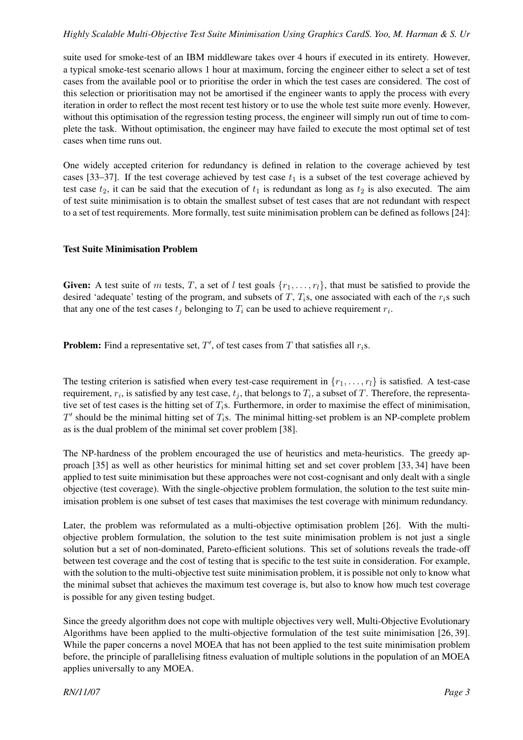suite used for smoke-test of an IBM middleware takes over 4 hours if executed in its entirety. However, a typical smoke-test scenario allows 1 hour at maximum, forcing the engineer either to select a set of test cases from the available pool or to prioritise the order in which the test cases are considered. The cost of this selection or prioritisation may not be amortised if the engineer wants to apply the process with every iteration in order to reflect the most recent test history or to use the whole test suite more evenly. However, without this optimisation of the regression testing process, the engineer will simply run out of time to complete the task. Without optimisation, the engineer may have failed to execute the most optimal set of test cases when time runs out.

One widely accepted criterion for redundancy is defined in relation to the coverage achieved by test cases [33–37]. If the test coverage achieved by test case $t_1$ is a subset of the test coverage achieved by test case $t_2$, it can be said that the execution of $t_1$ is redundant as long as $t_2$ is also executed. The aim of test suite minimisation is to obtain the smallest subset of test cases that are not redundant with respect to a set of test requirements. More formally, test suite minimisation problem can be defined as follows [24]:

**Test Suite Minimisation Problem**

**Given:** A test suite of $m$ tests, $T$, a set of $l$ test goals $\{r_1, \ldots, r_l\}$, that must be satisfied to provide the desired 'adequate' testing of the program, and subsets of $T$, $T_i$s, one associated with each of the $r_i$s such that any one of the test cases $t_j$ belonging to $T_i$ can be used to achieve requirement $r_i$.

**Problem:** Find a representative set, $T'$, of test cases from $T$ that satisfies all $r_i$s.

The testing criterion is satisfied when every test-case requirement in $\{r_1, \ldots, r_l\}$ is satisfied. A test-case requirement, $r_i$, is satisfied by any test case, $t_j$, that belongs to $T_i$, a subset of $T$. Therefore, the representative set of test cases is the hitting set of $T_i$s. Furthermore, in order to maximise the effect of minimisation, $T'$ should be the minimal hitting set of $T_i$s. The minimal hitting-set problem is an NP-complete problem as is the dual problem of the minimal set cover problem [38].

The NP-hardness of the problem encouraged the use of heuristics and meta-heuristics. The greedy approach [35] as well as other heuristics for minimal hitting set and set cover problem [33, 34] have been applied to test suite minimisation but these approaches were not cost-cognisant and only dealt with a single objective (test coverage). With the single-objective problem formulation, the solution to the test suite minimisation problem is one subset of test cases that maximises the test coverage with minimum redundancy.

Later, the problem was reformulated as a multi-objective optimisation problem [26]. With the multi-objective problem formulation, the solution to the test suite minimisation problem is not just a single solution but a set of non-dominated, Pareto-efficient solutions. This set of solutions reveals the trade-off between test coverage and the cost of testing that is specific to the test suite in consideration. For example, with the solution to the multi-objective test suite minimisation problem, it is possible not only to know what the minimal subset that achieves the maximum test coverage is, but also to know how much test coverage is possible for any given testing budget.

Since the greedy algorithm does not cope with multiple objectives very well, Multi-Objective Evolutionary Algorithms have been applied to the multi-objective formulation of the test suite minimisation [26, 39]. While the paper concerns a novel MOEA that has not been applied to the test suite minimisation problem before, the principle of parallelising fitness evaluation of multiple solutions in the population of an MOEA applies universally to any MOEA.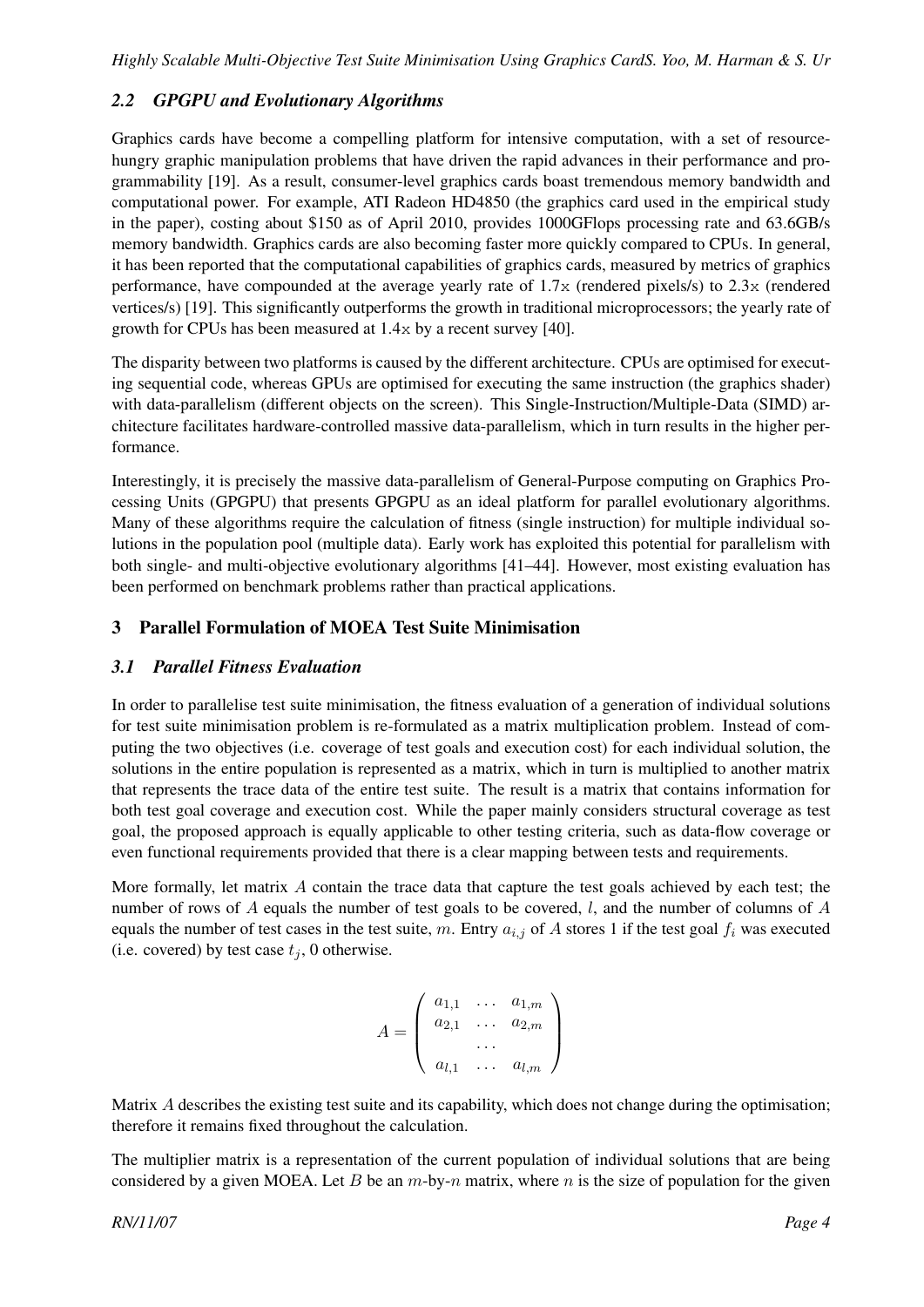### 2.2 GPGPU and Evolutionary Algorithms

Graphics cards have become a compelling platform for intensive computation, with a set of resource-hungry graphic manipulation problems that have driven the rapid advances in their performance and programmability [19]. As a result, consumer-level graphics cards boast tremendous memory bandwidth and computational power. For example, ATI Radeon HD4850 (the graphics card used in the empirical study in the paper), costing about \$150 as of April 2010, provides 1000GFlops processing rate and 63.6GB/s memory bandwidth. Graphics cards are also becoming faster more quickly compared to CPUs. In general, it has been reported that the computational capabilities of graphics cards, measured by metrics of graphics performance, have compounded at the average yearly rate of 1.7x (rendered pixels/s) to 2.3x (rendered vertices/s) [19]. This significantly outperforms the growth in traditional microprocessors; the yearly rate of growth for CPUs has been measured at 1.4x by a recent survey [40].

The disparity between two platforms is caused by the different architecture. CPUs are optimised for executing sequential code, whereas GPUs are optimised for executing the same instruction (the graphics shader) with data-parallelism (different objects on the screen). This Single-Instruction/Multiple-Data (SIMD) architecture facilitates hardware-controlled massive data-parallelism, which in turn results in the higher performance.

Interestingly, it is precisely the massive data-parallelism of General-Purpose computing on Graphics Processing Units (GPGPU) that presents GPGPU as an ideal platform for parallel evolutionary algorithms. Many of these algorithms require the calculation of fitness (single instruction) for multiple individual solutions in the population pool (multiple data). Early work has exploited this potential for parallelism with both single- and multi-objective evolutionary algorithms [41–44]. However, most existing evaluation has been performed on benchmark problems rather than practical applications.

## 3 Parallel Formulation of MOEA Test Suite Minimisation

### 3.1 Parallel Fitness Evaluation

In order to parallelise test suite minimisation, the fitness evaluation of a generation of individual solutions for test suite minimisation problem is re-formulated as a matrix multiplication problem. Instead of computing the two objectives (i.e. coverage of test goals and execution cost) for each individual solution, the solutions in the entire population is represented as a matrix, which in turn is multiplied to another matrix that represents the trace data of the entire test suite. The result is a matrix that contains information for both test goal coverage and execution cost. While the paper mainly considers structural coverage as test goal, the proposed approach is equally applicable to other testing criteria, such as data-flow coverage or even functional requirements provided that there is a clear mapping between tests and requirements.

More formally, let matrix $A$ contain the trace data that capture the test goals achieved by each test; the number of rows of $A$ equals the number of test goals to be covered, $l$, and the number of columns of $A$ equals the number of test cases in the test suite, $m$. Entry $a_{i,j}$ of $A$ stores 1 if the test goal $f_i$ was executed (i.e. covered) by test case $t_j$, 0 otherwise.

$$A = \begin{pmatrix} a_{1,1} & \dots & a_{1,m} \\ a_{2,1} & \dots & a_{2,m} \\ & \dots & \\ a_{l,1} & \dots & a_{l,m} \end{pmatrix}$$

Matrix $A$ describes the existing test suite and its capability, which does not change during the optimisation; therefore it remains fixed throughout the calculation.

The multiplier matrix is a representation of the current population of individual solutions that are being considered by a given MOEA. Let $B$ be an $m$-by-$n$ matrix, where $n$ is the size of population for the given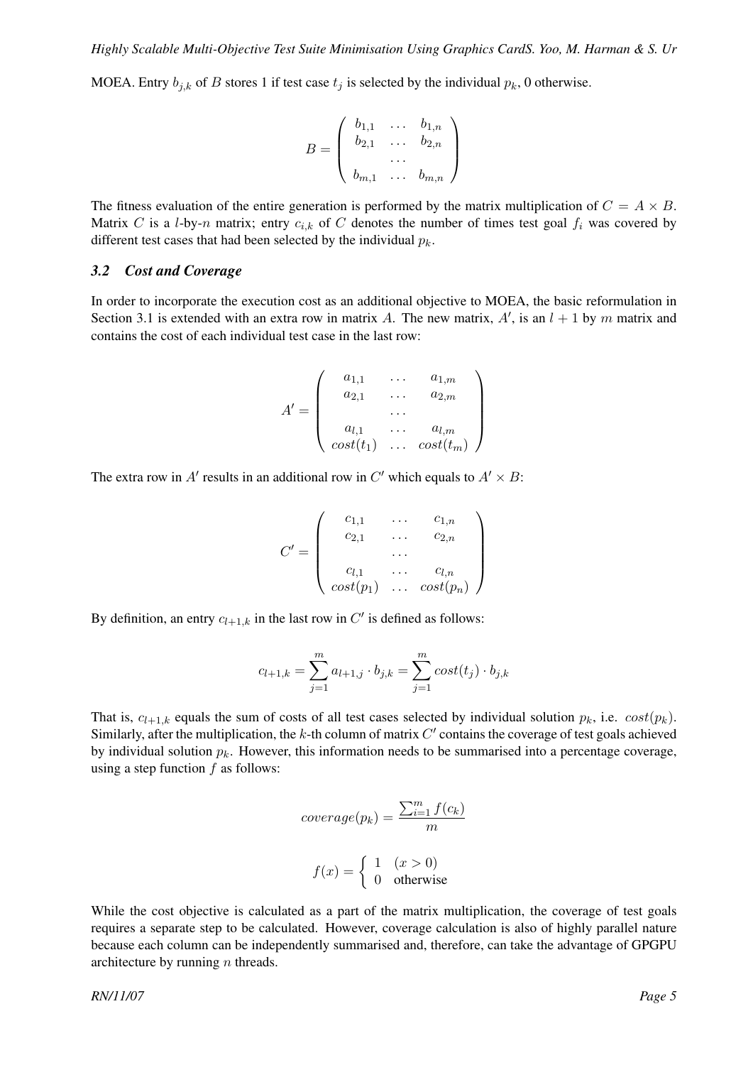MOEA. Entry $b_{j,k}$ of $B$ stores 1 if test case $t_j$ is selected by the individual $p_k$, 0 otherwise.

$$B = \left( \begin{array}{ccc} b_{1,1} & \dots & b_{1,n} \\ b_{2,1} & \dots & b_{2,n} \\ & \dots & \\ b_{m,1} & \dots & b_{m,n} \end{array} \right)$$

The fitness evaluation of the entire generation is performed by the matrix multiplication of $C = A \times B$. Matrix $C$ is a $l$-by-$n$ matrix; entry $c_{i,k}$ of $C$ denotes the number of times test goal $f_i$ was covered by different test cases that had been selected by the individual $p_k$.

### 3.2 Cost and Coverage

In order to incorporate the execution cost as an additional objective to MOEA, the basic reformulation in Section 3.1 is extended with an extra row in matrix $A$. The new matrix, $A'$, is an $l+1$ by $m$ matrix and contains the cost of each individual test case in the last row:

$$A' = \left( \begin{array}{ccc} a_{1,1} & \dots & a_{1,m} \\ a_{2,1} & \dots & a_{2,m} \\ & \dots & \\ a_{l,1} & \dots & a_{l,m} \\ cost(t_1) & \dots & cost(t_m) \end{array} \right)$$

The extra row in $A'$ results in an additional row in $C'$ which equals to $A' \times B$:

$$C' = \left( \begin{array}{ccc} c_{1,1} & \dots & c_{1,n} \\ c_{2,1} & \dots & c_{2,n} \\ & \dots & \\ c_{l,1} & \dots & c_{l,n} \\ cost(p_1) & \dots & cost(p_n) \end{array} \right)$$

By definition, an entry $c_{l+1,k}$ in the last row in $C'$ is defined as follows:

$$c_{l+1,k} = \sum_{j=1}^{m} a_{l+1,j} \cdot b_{j,k} = \sum_{j=1}^{m} cost(t_j) \cdot b_{j,k}$$

That is, $c_{l+1,k}$ equals the sum of costs of all test cases selected by individual solution $p_k$, i.e. $cost(p_k)$. Similarly, after the multiplication, the $k$-th column of matrix $C'$ contains the coverage of test goals achieved by individual solution $p_k$. However, this information needs to be summarised into a percentage coverage, using a step function $f$ as follows:

$$coverage(p_k) = \frac{\sum_{i=1}^{m} f(c_k)}{m}$$

$$f(x) = \left\{ \begin{array}{ll} 1 & (x > 0) \\ 0 & \text{otherwise} \end{array} \right.$$

While the cost objective is calculated as a part of the matrix multiplication, the coverage of test goals requires a separate step to be calculated. However, coverage calculation is also of highly parallel nature because each column can be independently summarised and, therefore, can take the advantage of GPGPU architecture by running $n$ threads.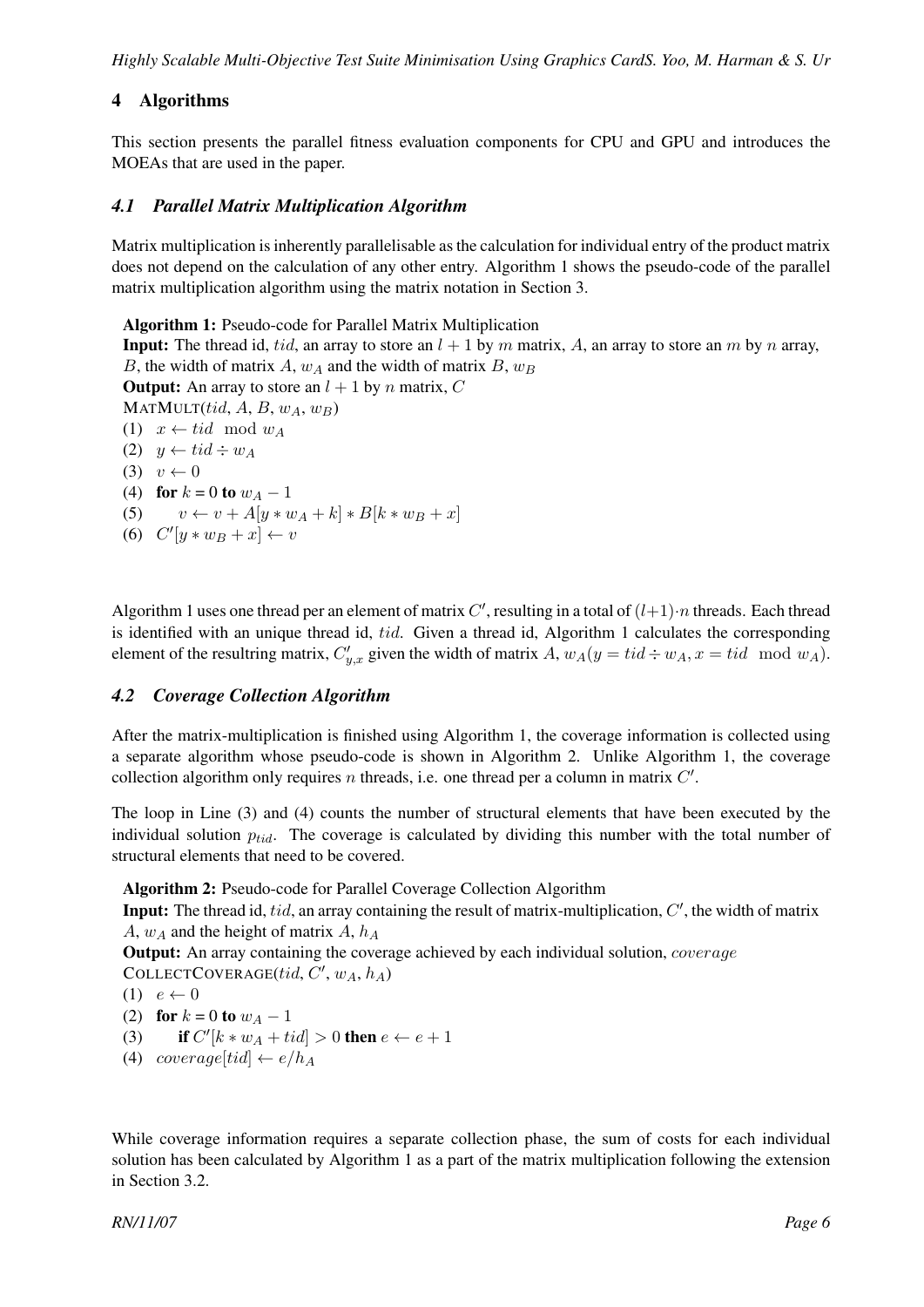## 4 Algorithms

This section presents the parallel fitness evaluation components for CPU and GPU and introduces the MOEAs that are used in the paper.

### 4.1 Parallel Matrix Multiplication Algorithm

Matrix multiplication is inherently parallelisable as the calculation for individual entry of the product matrix does not depend on the calculation of any other entry. Algorithm 1 shows the pseudo-code of the parallel matrix multiplication algorithm using the matrix notation in Section 3.

**Algorithm 1:** Pseudo-code for Parallel Matrix Multiplication
**Input:** The thread id, $tid$, an array to store an $l + 1$ by $m$ matrix, $A$, an array to store an $m$ by $n$ array, $B$, the width of matrix $A$, $w_A$ and the width of matrix $B$, $w_B$
**Output:** An array to store an $l + 1$ by $n$ matrix, $C$
MATMULT($tid$, $A$, $B$, $w_A$, $w_B$)
(1) $x \leftarrow tid \mod w_A$
(2) $y \leftarrow tid \div w_A$
(3) $v \leftarrow 0$
(4) **for** $k$ = 0 **to** $w_A - 1$
(5) $\quad v \leftarrow v + A[y * w_A + k] * B[k * w_B + x]$
(6) $C'[y * w_B + x] \leftarrow v$

Algorithm 1 uses one thread per an element of matrix $C'$, resulting in a total of $(l+1) \cdot n$ threads. Each thread is identified with an unique thread id, $tid$. Given a thread id, Algorithm 1 calculates the corresponding element of the resultring matrix, $C'_{y,x}$ given the width of matrix $A$, $w_A (y = tid \div w_A, x = tid \mod w_A)$.

### 4.2 Coverage Collection Algorithm

After the matrix-multiplication is finished using Algorithm 1, the coverage information is collected using a separate algorithm whose pseudo-code is shown in Algorithm 2. Unlike Algorithm 1, the coverage collection algorithm only requires $n$ threads, i.e. one thread per a column in matrix $C'$.

The loop in Line (3) and (4) counts the number of structural elements that have been executed by the individual solution $p_{tid}$. The coverage is calculated by dividing this number with the total number of structural elements that need to be covered.

**Algorithm 2:** Pseudo-code for Parallel Coverage Collection Algorithm
**Input:** The thread id, $tid$, an array containing the result of matrix-multiplication, $C'$, the width of matrix $A$, $w_A$ and the height of matrix $A$, $h_A$
**Output:** An array containing the coverage achieved by each individual solution, $coverage$
COLLECTCOVERAGE($tid$, $C'$, $w_A$, $h_A$)
(1) $e \leftarrow 0$
(2) **for** $k$ = 0 **to** $w_A - 1$
(3) $\quad$ **if** $C'[k * w_A + tid] > 0$ **then** $e \leftarrow e + 1$
(4) $coverage[tid] \leftarrow e/h_A$

While coverage information requires a separate collection phase, the sum of costs for each individual solution has been calculated by Algorithm 1 as a part of the matrix multiplication following the extension in Section 3.2.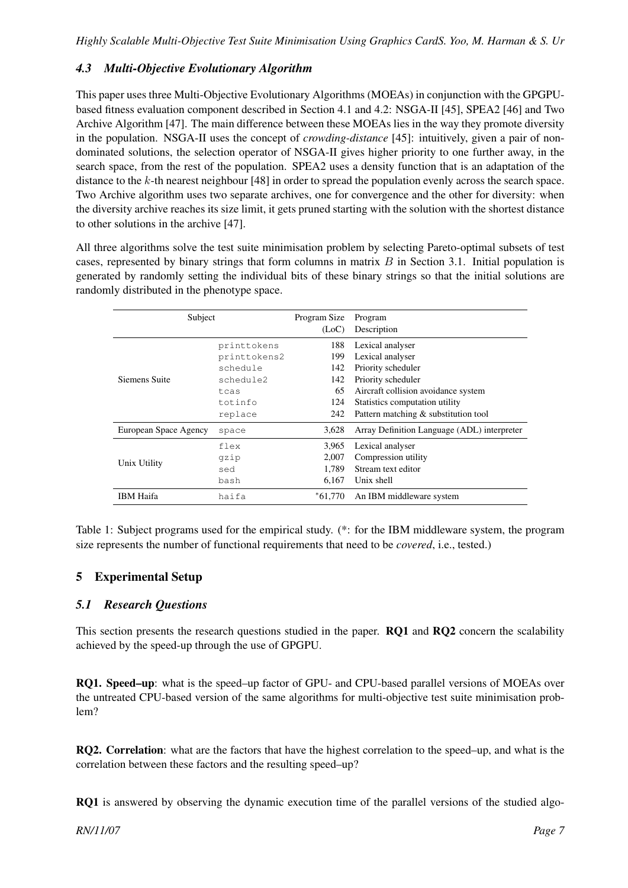### 4.3 Multi-Objective Evolutionary Algorithm

This paper uses three Multi-Objective Evolutionary Algorithms (MOEAs) in conjunction with the GPGPU-based fitness evaluation component described in Section 4.1 and 4.2: NSGA-II [45], SPEA2 [46] and Two Archive Algorithm [47]. The main difference between these MOEAs lies in the way they promote diversity in the population. NSGA-II uses the concept of *crowding-distance* [45]: intuitively, given a pair of non-dominated solutions, the selection operator of NSGA-II gives higher priority to one further away, in the search space, from the rest of the population. SPEA2 uses a density function that is an adaptation of the distance to the $k$-th nearest neighbour [48] in order to spread the population evenly across the search space. Two Archive algorithm uses two separate archives, one for convergence and the other for diversity: when the diversity archive reaches its size limit, it gets pruned starting with the solution with the shortest distance to other solutions in the archive [47].

All three algorithms solve the test suite minimisation problem by selecting Pareto-optimal subsets of test cases, represented by binary strings that form columns in matrix $B$ in Section 3.1. Initial population is generated by randomly setting the individual bits of these binary strings so that the initial solutions are randomly distributed in the phenotype space.

| Subject | | Program Size (LoC) | Program Description |
|---|---|---|---|
| Siemens Suite | `printtokens` | 188 | Lexical analyser |
| | `printtokens2` | 199 | Lexical analyser |
| | `schedule` | 142 | Priority scheduler |
| | `schedule2` | 142 | Priority scheduler |
| | `tcas` | 65 | Aircraft collision avoidance system |
| | `totinfo` | 124 | Statistics computation utility |
| | `replace` | 242 | Pattern matching & substitution tool |
| European Space Agency | `space` | 3,628 | Array Definition Language (ADL) interpreter |
| Unix Utility | `flex` | 3,965 | Lexical analyser |
| | `gzip` | 2,007 | Compression utility |
| | `sed` | 1,789 | Stream text editor |
| | `bash` | 6,167 | Unix shell |
| IBM Haifa | `haifa` | *61,770 | An IBM middleware system |

Table 1: Subject programs used for the empirical study. (*: for the IBM middleware system, the program size represents the number of functional requirements that need to be *covered*, i.e., tested.)

## 5 Experimental Setup

### 5.1 Research Questions

This section presents the research questions studied in the paper. **RQ1** and **RQ2** concern the scalability achieved by the speed-up through the use of GPGPU.

**RQ1. Speed–up**: what is the speed–up factor of GPU- and CPU-based parallel versions of MOEAs over the untreated CPU-based version of the same algorithms for multi-objective test suite minimisation problem?

**RQ2. Correlation**: what are the factors that have the highest correlation to the speed–up, and what is the correlation between these factors and the resulting speed–up?

**RQ1** is answered by observing the dynamic execution time of the parallel versions of the studied algo-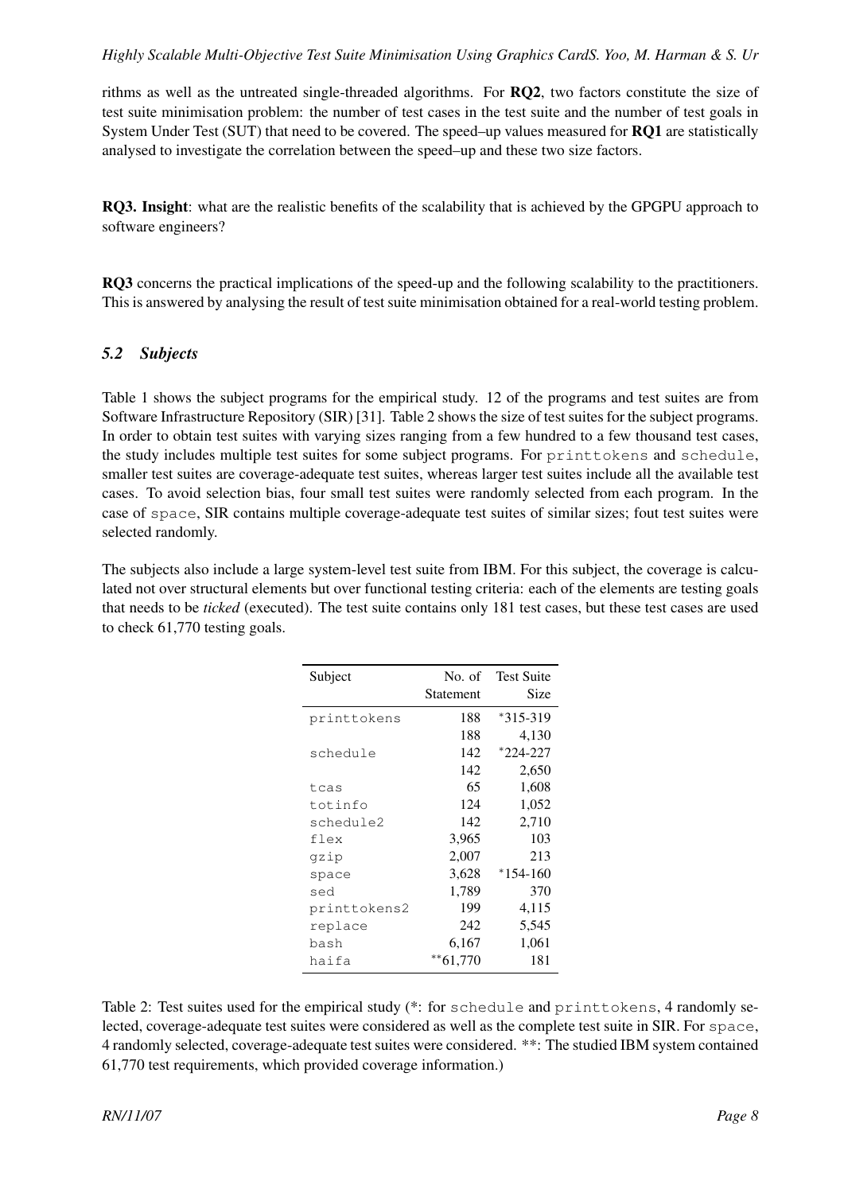rithms as well as the untreated single-threaded algorithms. For **RQ2**, two factors constitute the size of test suite minimisation problem: the number of test cases in the test suite and the number of test goals in System Under Test (SUT) that need to be covered. The speed–up values measured for **RQ1** are statistically analysed to investigate the correlation between the speed–up and these two size factors.

**RQ3. Insight**: what are the realistic benefits of the scalability that is achieved by the GPGPU approach to software engineers?

**RQ3** concerns the practical implications of the speed-up and the following scalability to the practitioners. This is answered by analysing the result of test suite minimisation obtained for a real-world testing problem.

### *5.2 Subjects*

Table 1 shows the subject programs for the empirical study. 12 of the programs and test suites are from Software Infrastructure Repository (SIR) [31]. Table 2 shows the size of test suites for the subject programs. In order to obtain test suites with varying sizes ranging from a few hundred to a few thousand test cases, the study includes multiple test suites for some subject programs. For `printtokens` and `schedule`, smaller test suites are coverage-adequate test suites, whereas larger test suites include all the available test cases. To avoid selection bias, four small test suites were randomly selected from each program. In the case of `space`, SIR contains multiple coverage-adequate test suites of similar sizes; fout test suites were selected randomly.

The subjects also include a large system-level test suite from IBM. For this subject, the coverage is calculated not over structural elements but over functional testing criteria: each of the elements are testing goals that needs to be *ticked* (executed). The test suite contains only 181 test cases, but these test cases are used to check 61,770 testing goals.

| Subject | No. of Statement | Test Suite Size |
|---|---|---|
| `printtokens` | 188 | *315-319 |
| | 188 | 4,130 |
| `schedule` | 142 | *224-227 |
| | 142 | 2,650 |
| `tcas` | 65 | 1,608 |
| `totinfo` | 124 | 1,052 |
| `schedule2` | 142 | 2,710 |
| `flex` | 3,965 | 103 |
| `gzip` | 2,007 | 213 |
| `space` | 3,628 | *154-160 |
| `sed` | 1,789 | 370 |
| `printtokens2` | 199 | 4,115 |
| `replace` | 242 | 5,545 |
| `bash` | 6,167 | 1,061 |
| `haifa` | **61,770 | 181 |

Table 2: Test suites used for the empirical study (*: for `schedule` and `printtokens`, 4 randomly selected, coverage-adequate test suites were considered as well as the complete test suite in SIR. For `space`, 4 randomly selected, coverage-adequate test suites were considered. **: The studied IBM system contained 61,770 test requirements, which provided coverage information.)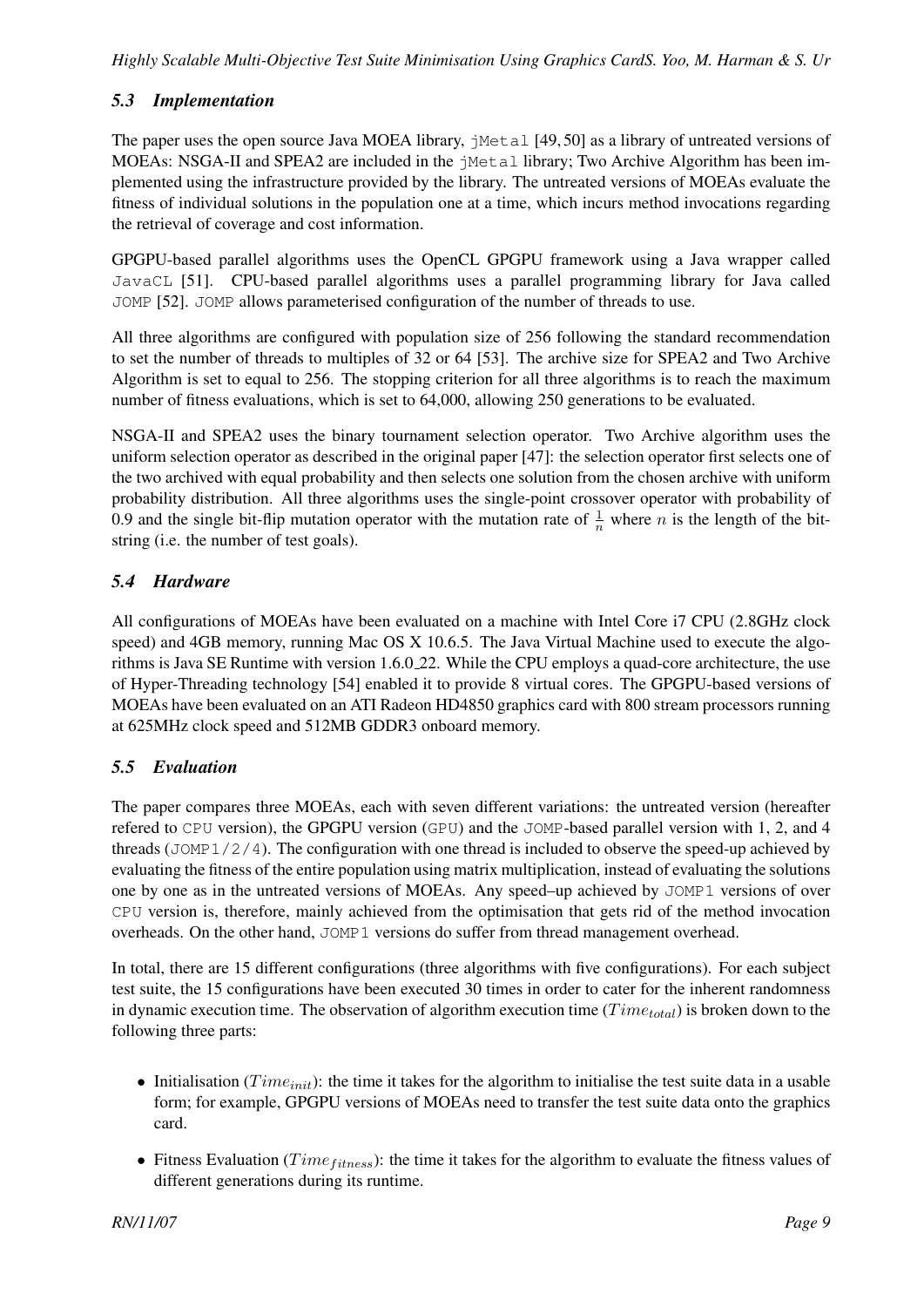### 5.3 Implementation

The paper uses the open source Java MOEA library, `jMetal` [49, 50] as a library of untreated versions of MOEAs: NSGA-II and SPEA2 are included in the `jMetal` library; Two Archive Algorithm has been implemented using the infrastructure provided by the library. The untreated versions of MOEAs evaluate the fitness of individual solutions in the population one at a time, which incurs method invocations regarding the retrieval of coverage and cost information.

GPGPU-based parallel algorithms uses the OpenCL GPGPU framework using a Java wrapper called `JavaCL` [51]. CPU-based parallel algorithms uses a parallel programming library for Java called `JOMP` [52]. `JOMP` allows parameterised configuration of the number of threads to use.

All three algorithms are configured with population size of 256 following the standard recommendation to set the number of threads to multiples of 32 or 64 [53]. The archive size for SPEA2 and Two Archive Algorithm is set to equal to 256. The stopping criterion for all three algorithms is to reach the maximum number of fitness evaluations, which is set to 64,000, allowing 250 generations to be evaluated.

NSGA-II and SPEA2 uses the binary tournament selection operator. Two Archive algorithm uses the uniform selection operator as described in the original paper [47]: the selection operator first selects one of the two archived with equal probability and then selects one solution from the chosen archive with uniform probability distribution. All three algorithms uses the single-point crossover operator with probability of 0.9 and the single bit-flip mutation operator with the mutation rate of $\frac{1}{n}$ where $n$ is the length of the bit-string (i.e. the number of test goals).

### 5.4 Hardware

All configurations of MOEAs have been evaluated on a machine with Intel Core i7 CPU (2.8GHz clock speed) and 4GB memory, running Mac OS X 10.6.5. The Java Virtual Machine used to execute the algorithms is Java SE Runtime with version 1.6.0_22. While the CPU employs a quad-core architecture, the use of Hyper-Threading technology [54] enabled it to provide 8 virtual cores. The GPGPU-based versions of MOEAs have been evaluated on an ATI Radeon HD4850 graphics card with 800 stream processors running at 625MHz clock speed and 512MB GDDR3 onboard memory.

### 5.5 Evaluation

The paper compares three MOEAs, each with seven different variations: the untreated version (hereafter refered to `CPU` version), the GPGPU version (`GPU`) and the `JOMP`-based parallel version with 1, 2, and 4 threads (`JOMP1/2/4`). The configuration with one thread is included to observe the speed-up achieved by evaluating the fitness of the entire population using matrix multiplication, instead of evaluating the solutions one by one as in the untreated versions of MOEAs. Any speed–up achieved by `JOMP1` versions of over `CPU` version is, therefore, mainly achieved from the optimisation that gets rid of the method invocation overheads. On the other hand, `JOMP1` versions do suffer from thread management overhead.

In total, there are 15 different configurations (three algorithms with five configurations). For each subject test suite, the 15 configurations have been executed 30 times in order to cater for the inherent randomness in dynamic execution time. The observation of algorithm execution time ($Time_{total}$) is broken down to the following three parts:

- Initialisation ($Time_{init}$): the time it takes for the algorithm to initialise the test suite data in a usable form; for example, GPGPU versions of MOEAs need to transfer the test suite data onto the graphics card.
- Fitness Evaluation ($Time_{fitness}$): the time it takes for the algorithm to evaluate the fitness values of different generations during its runtime.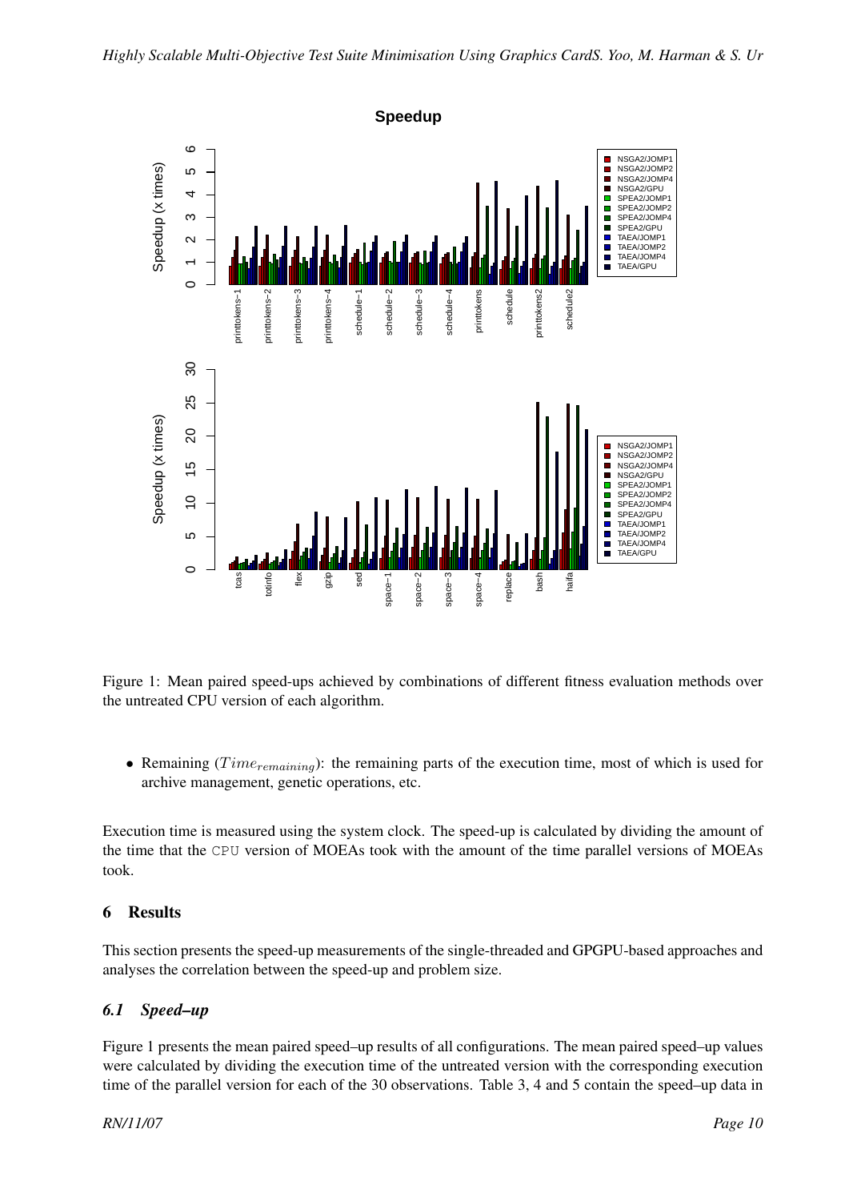Figure 1: Mean paired speed-ups achieved by combinations of different fitness evaluation methods over the untreated CPU version of each algorithm.

- Remaining ($Time_{remaining}$): the remaining parts of the execution time, most of which is used for archive management, genetic operations, etc.

Execution time is measured using the system clock. The speed-up is calculated by dividing the amount of the time that the CPU version of MOEAs took with the amount of the time parallel versions of MOEAs took.

## 6 Results

This section presents the speed-up measurements of the single-threaded and GPGPU-based approaches and analyses the correlation between the speed-up and problem size.

### 6.1 Speed–up

Figure 1 presents the mean paired speed–up results of all configurations. The mean paired speed–up values were calculated by dividing the execution time of the untreated version with the corresponding execution time of the parallel version for each of the 30 observations. Table 3, 4 and 5 contain the speed–up data in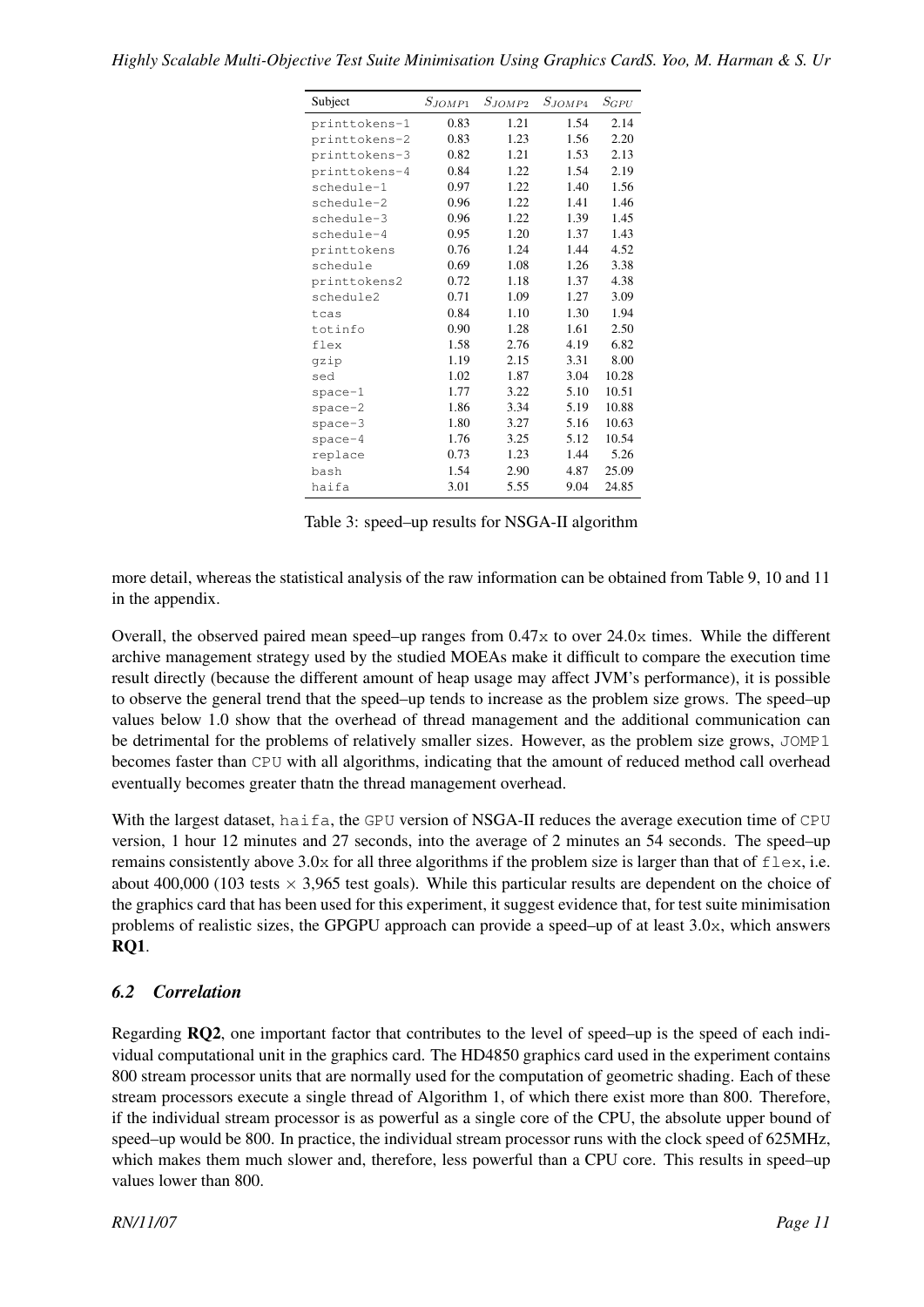| Subject | $S_{JOMP1}$ | $S_{JOMP2}$ | $S_{JOMP4}$ | $S_{GPU}$ |
|---|---|---|---|---|
| printtokens-1 | 0.83 | 1.21 | 1.54 | 2.14 |
| printtokens-2 | 0.83 | 1.23 | 1.56 | 2.20 |
| printtokens-3 | 0.82 | 1.21 | 1.53 | 2.13 |
| printtokens-4 | 0.84 | 1.22 | 1.54 | 2.19 |
| schedule-1 | 0.97 | 1.22 | 1.40 | 1.56 |
| schedule-2 | 0.96 | 1.22 | 1.41 | 1.46 |
| schedule-3 | 0.96 | 1.22 | 1.39 | 1.45 |
| schedule-4 | 0.95 | 1.20 | 1.37 | 1.43 |
| printtokens | 0.76 | 1.24 | 1.44 | 4.52 |
| schedule | 0.69 | 1.08 | 1.26 | 3.38 |
| printtokens2 | 0.72 | 1.18 | 1.37 | 4.38 |
| schedule2 | 0.71 | 1.09 | 1.27 | 3.09 |
| tcas | 0.84 | 1.10 | 1.30 | 1.94 |
| totinfo | 0.90 | 1.28 | 1.61 | 2.50 |
| flex | 1.58 | 2.76 | 4.19 | 6.82 |
| gzip | 1.19 | 2.15 | 3.31 | 8.00 |
| sed | 1.02 | 1.87 | 3.04 | 10.28 |
| space-1 | 1.77 | 3.22 | 5.10 | 10.51 |
| space-2 | 1.86 | 3.34 | 5.19 | 10.88 |
| space-3 | 1.80 | 3.27 | 5.16 | 10.63 |
| space-4 | 1.76 | 3.25 | 5.12 | 10.54 |
| replace | 0.73 | 1.23 | 1.44 | 5.26 |
| bash | 1.54 | 2.90 | 4.87 | 25.09 |
| haifa | 3.01 | 5.55 | 9.04 | 24.85 |

Table 3: speed–up results for NSGA-II algorithm

more detail, whereas the statistical analysis of the raw information can be obtained from Table 9, 10 and 11 in the appendix.

Overall, the observed paired mean speed–up ranges from 0.47x to over 24.0x times. While the different archive management strategy used by the studied MOEAs make it difficult to compare the execution time result directly (because the different amount of heap usage may affect JVM's performance), it is possible to observe the general trend that the speed–up tends to increase as the problem size grows. The speed–up values below 1.0 show that the overhead of thread management and the additional communication can be detrimental for the problems of relatively smaller sizes. However, as the problem size grows, JOMP1 becomes faster than CPU with all algorithms, indicating that the amount of reduced method call overhead eventually becomes greater thatn the thread management overhead.

With the largest dataset, haifa, the GPU version of NSGA-II reduces the average execution time of CPU version, 1 hour 12 minutes and 27 seconds, into the average of 2 minutes an 54 seconds. The speed–up remains consistently above 3.0x for all three algorithms if the problem size is larger than that of flex, i.e. about 400,000 (103 tests $\times$ 3,965 test goals). While this particular results are dependent on the choice of the graphics card that has been used for this experiment, it suggest evidence that, for test suite minimisation problems of realistic sizes, the GPGPU approach can provide a speed–up of at least 3.0x, which answers **RQ1**.

### *6.2 Correlation*

Regarding **RQ2**, one important factor that contributes to the level of speed–up is the speed of each individual computational unit in the graphics card. The HD4850 graphics card used in the experiment contains 800 stream processor units that are normally used for the computation of geometric shading. Each of these stream processors execute a single thread of Algorithm 1, of which there exist more than 800. Therefore, if the individual stream processor is as powerful as a single core of the CPU, the absolute upper bound of speed–up would be 800. In practice, the individual stream processor runs with the clock speed of 625MHz, which makes them much slower and, therefore, less powerful than a CPU core. This results in speed–up values lower than 800.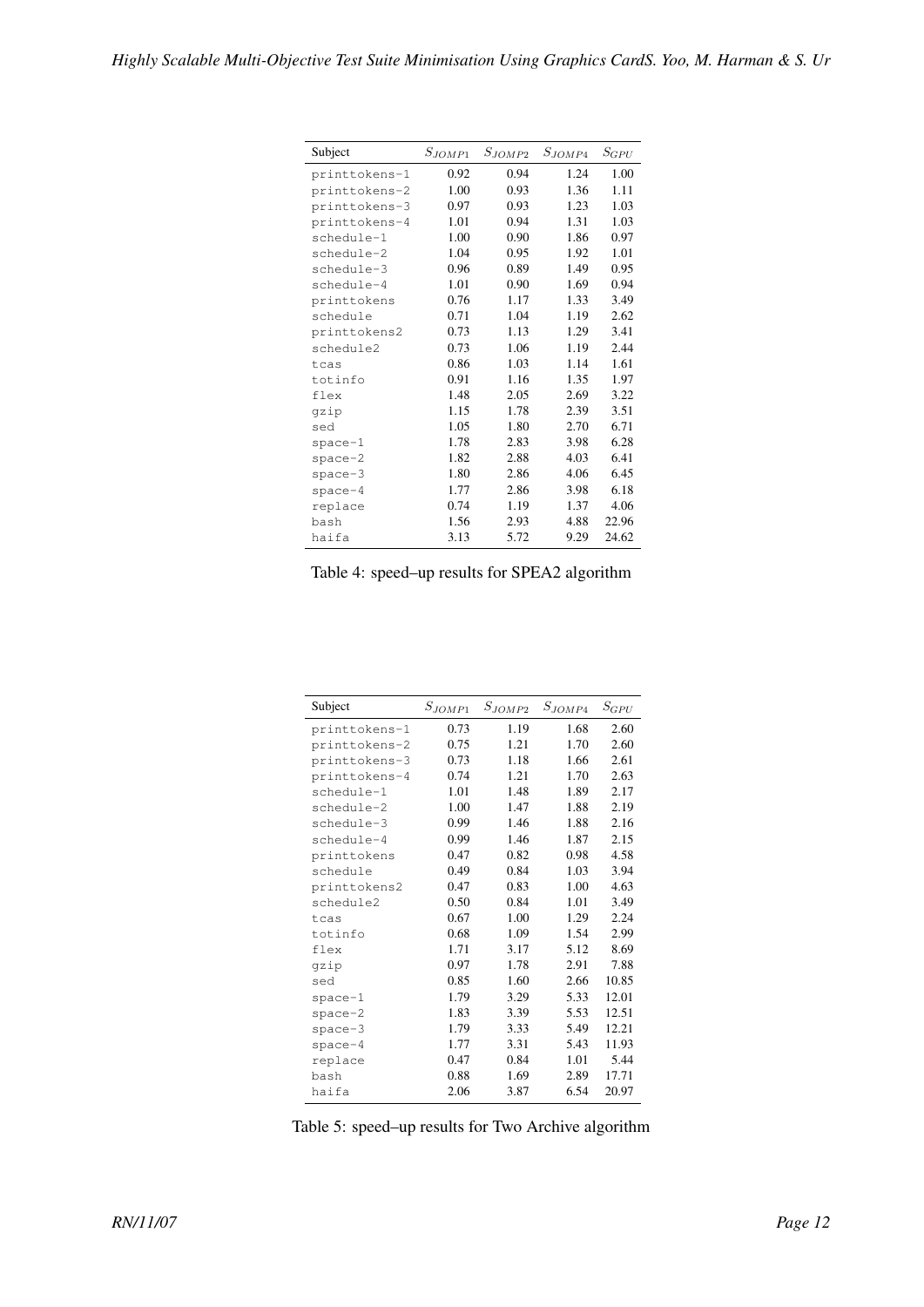| Subject | $S_{JOMP1}$ | $S_{JOMP2}$ | $S_{JOMP4}$ | $S_{GPU}$ |
|---|---|---|---|---|
| printtokens-1 | 0.92 | 0.94 | 1.24 | 1.00 |
| printtokens-2 | 1.00 | 0.93 | 1.36 | 1.11 |
| printtokens-3 | 0.97 | 0.93 | 1.23 | 1.03 |
| printtokens-4 | 1.01 | 0.94 | 1.31 | 1.03 |
| schedule-1 | 1.00 | 0.90 | 1.86 | 0.97 |
| schedule-2 | 1.04 | 0.95 | 1.92 | 1.01 |
| schedule-3 | 0.96 | 0.89 | 1.49 | 0.95 |
| schedule-4 | 1.01 | 0.90 | 1.69 | 0.94 |
| printtokens | 0.76 | 1.17 | 1.33 | 3.49 |
| schedule | 0.71 | 1.04 | 1.19 | 2.62 |
| printtokens2 | 0.73 | 1.13 | 1.29 | 3.41 |
| schedule2 | 0.73 | 1.06 | 1.19 | 2.44 |
| tcas | 0.86 | 1.03 | 1.14 | 1.61 |
| totinfo | 0.91 | 1.16 | 1.35 | 1.97 |
| flex | 1.48 | 2.05 | 2.69 | 3.22 |
| gzip | 1.15 | 1.78 | 2.39 | 3.51 |
| sed | 1.05 | 1.80 | 2.70 | 6.71 |
| space-1 | 1.78 | 2.83 | 3.98 | 6.28 |
| space-2 | 1.82 | 2.88 | 4.03 | 6.41 |
| space-3 | 1.80 | 2.86 | 4.06 | 6.45 |
| space-4 | 1.77 | 2.86 | 3.98 | 6.18 |
| replace | 0.74 | 1.19 | 1.37 | 4.06 |
| bash | 1.56 | 2.93 | 4.88 | 22.96 |
| haifa | 3.13 | 5.72 | 9.29 | 24.62 |

Table 4: speed–up results for SPEA2 algorithm

| Subject | $S_{JOMP1}$ | $S_{JOMP2}$ | $S_{JOMP4}$ | $S_{GPU}$ |
|---|---|---|---|---|
| printtokens-1 | 0.73 | 1.19 | 1.68 | 2.60 |
| printtokens-2 | 0.75 | 1.21 | 1.70 | 2.60 |
| printtokens-3 | 0.73 | 1.18 | 1.66 | 2.61 |
| printtokens-4 | 0.74 | 1.21 | 1.70 | 2.63 |
| schedule-1 | 1.01 | 1.48 | 1.89 | 2.17 |
| schedule-2 | 1.00 | 1.47 | 1.88 | 2.19 |
| schedule-3 | 0.99 | 1.46 | 1.88 | 2.16 |
| schedule-4 | 0.99 | 1.46 | 1.87 | 2.15 |
| printtokens | 0.47 | 0.82 | 0.98 | 4.58 |
| schedule | 0.49 | 0.84 | 1.03 | 3.94 |
| printtokens2 | 0.47 | 0.83 | 1.00 | 4.63 |
| schedule2 | 0.50 | 0.84 | 1.01 | 3.49 |
| tcas | 0.67 | 1.00 | 1.29 | 2.24 |
| totinfo | 0.68 | 1.09 | 1.54 | 2.99 |
| flex | 1.71 | 3.17 | 5.12 | 8.69 |
| gzip | 0.97 | 1.78 | 2.91 | 7.88 |
| sed | 0.85 | 1.60 | 2.66 | 10.85 |
| space-1 | 1.79 | 3.29 | 5.33 | 12.01 |
| space-2 | 1.83 | 3.39 | 5.53 | 12.51 |
| space-3 | 1.79 | 3.33 | 5.49 | 12.21 |
| space-4 | 1.77 | 3.31 | 5.43 | 11.93 |
| replace | 0.47 | 0.84 | 1.01 | 5.44 |
| bash | 0.88 | 1.69 | 2.89 | 17.71 |
| haifa | 2.06 | 3.87 | 6.54 | 20.97 |

Table 5: speed–up results for Two Archive algorithm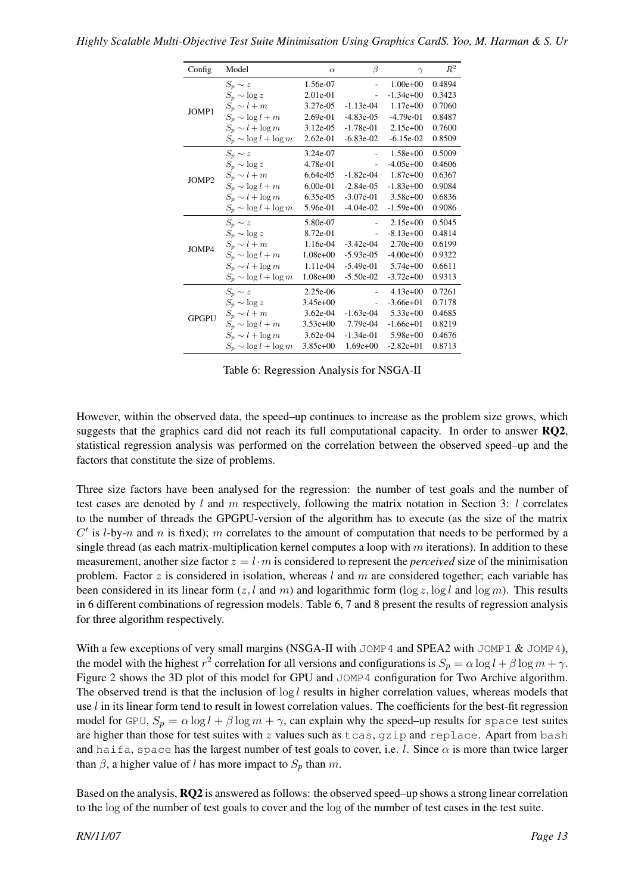| Config | Model | $\alpha$ | $\beta$ | $\gamma$ | $R^2$ |
|---|---|---|---|---|---|
| JOMP1 | $S_p \sim z$ | 1.56e-07 | - | 1.00e+00 | 0.4894 |
| | $S_p \sim \log z$ | 2.01e-01 | - | -1.34e+00 | 0.3423 |
| | $S_p \sim l + m$ | 3.27e-05 | -1.13e-04 | 1.17e+00 | 0.7060 |
| | $S_p \sim \log l + m$ | 2.69e-01 | -4.83e-05 | -4.79e-01 | 0.8487 |
| | $S_p \sim l + \log m$ | 3.12e-05 | -1.78e-01 | 2.15e+00 | 0.7600 |
| | $S_p \sim \log l + \log m$ | 2.62e-01 | -6.83e-02 | -6.15e-02 | 0.8509 |
| JOMP2 | $S_p \sim z$ | 3.24e-07 | - | 1.58e+00 | 0.5009 |
| | $S_p \sim \log z$ | 4.78e-01 | - | -4.05e+00 | 0.4606 |
| | $S_p \sim l + m$ | 6.64e-05 | -1.82e-04 | 1.87e+00 | 0.6367 |
| | $S_p \sim \log l + m$ | 6.00e-01 | -2.84e-05 | -1.83e+00 | 0.9084 |
| | $S_p \sim l + \log m$ | 6.35e-05 | -3.07e-01 | 3.58e+00 | 0.6836 |
| | $S_p \sim \log l + \log m$ | 5.96e-01 | -4.04e-02 | -1.59e+00 | 0.9086 |
| JOMP4 | $S_p \sim z$ | 5.80e-07 | - | 2.15e+00 | 0.5045 |
| | $S_p \sim \log z$ | 8.72e-01 | - | -8.13e+00 | 0.4814 |
| | $S_p \sim l + m$ | 1.16e-04 | -3.42e-04 | 2.70e+00 | 0.6199 |
| | $S_p \sim \log l + m$ | 1.08e+00 | -5.93e-05 | -4.00e+00 | 0.9322 |
| | $S_p \sim l + \log m$ | 1.11e-04 | -5.49e-01 | 5.74e+00 | 0.6611 |
| | $S_p \sim \log l + \log m$ | 1.08e+00 | -5.50e-02 | -3.72e+00 | 0.9313 |
| GPGPU | $S_p \sim z$ | 2.25e-06 | - | 4.13e+00 | 0.7261 |
| | $S_p \sim \log z$ | 3.45e+00 | - | -3.66e+01 | 0.7178 |
| | $S_p \sim l + m$ | 3.62e-04 | -1.63e-04 | 5.33e+00 | 0.4685 |
| | $S_p \sim \log l + m$ | 3.53e+00 | 7.79e-04 | -1.66e+01 | 0.8219 |
| | $S_p \sim l + \log m$ | 3.62e-04 | -1.34e-01 | 5.98e+00 | 0.4676 |
| | $S_p \sim \log l + \log m$ | 3.85e+00 | 1.69e+00 | -2.82e+01 | 0.8713 |

Table 6: Regression Analysis for NSGA-II

However, within the observed data, the speed–up continues to increase as the problem size grows, which suggests that the graphics card did not reach its full computational capacity. In order to answer **RQ2**, statistical regression analysis was performed on the correlation between the observed speed–up and the factors that constitute the size of problems.

Three size factors have been analysed for the regression: the number of test goals and the number of test cases are denoted by $l$ and $m$ respectively, following the matrix notation in Section 3: $l$ correlates to the number of threads the GPGPU-version of the algorithm has to execute (as the size of the matrix $C'$ is $l$-by-$n$ and $n$ is fixed); $m$ correlates to the amount of computation that needs to be performed by a single thread (as each matrix-multiplication kernel computes a loop with $m$ iterations). In addition to these measurement, another size factor $z = l \cdot m$ is considered to represent the *perceived* size of the minimisation problem. Factor $z$ is considered in isolation, whereas $l$ and $m$ are considered together; each variable has been considered in its linear form ($z$, $l$ and $m$) and logarithmic form ($\log z$, $\log l$ and $\log m$). This results in 6 different combinations of regression models. Table 6, 7 and 8 present the results of regression analysis for three algorithm respectively.

With a few exceptions of very small margins (NSGA-II with `JOMP4` and SPEA2 with `JOMP1` & `JOMP4`), the model with the highest $r^2$ correlation for all versions and configurations is $S_p = \alpha \log l + \beta \log m + \gamma$. Figure 2 shows the 3D plot of this model for GPU and `JOMP4` configuration for Two Archive algorithm. The observed trend is that the inclusion of $\log l$ results in higher correlation values, whereas models that use $l$ in its linear form tend to result in lowest correlation values. The coefficients for the best-fit regression model for `GPU`, $S_p = \alpha \log l + \beta \log m + \gamma$, can explain why the speed–up results for `space` test suites are higher than those for test suites with $z$ values such as `tcas`, `gzip` and `replace`. Apart from `bash` and `haifa`, `space` has the largest number of test goals to cover, i.e. $l$. Since $\alpha$ is more than twice larger than $\beta$, a higher value of $l$ has more impact to $S_p$ than $m$.

Based on the analysis, **RQ2** is answered as follows: the observed speed–up shows a strong linear correlation to the log of the number of test goals to cover and the log of the number of test cases in the test suite.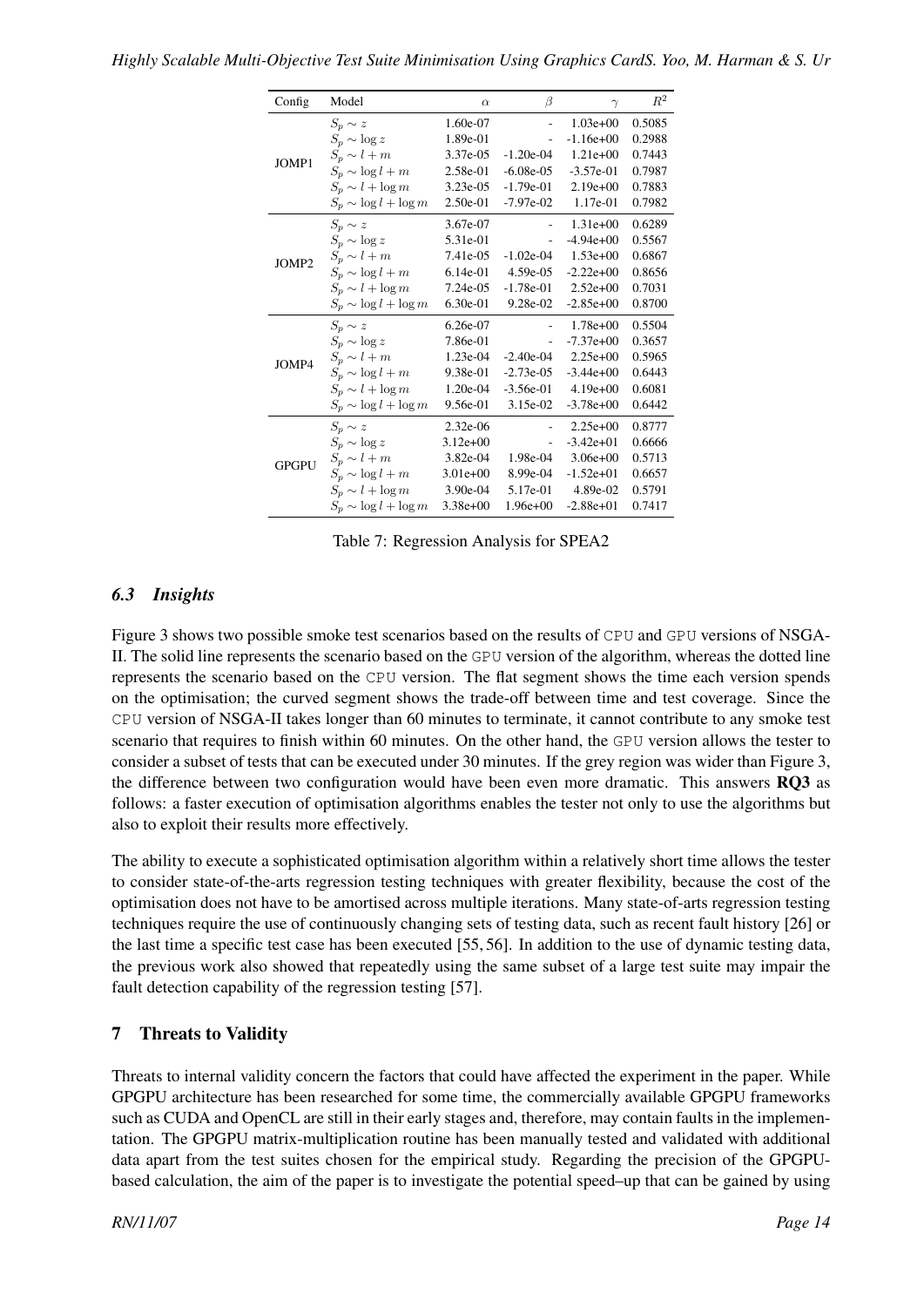| Config | Model | $\alpha$ | $\beta$ | $\gamma$ | $R^2$ |
|---|---|---|---|---|---|
| JOMP1 | $S_p \sim z$ | 1.60e-07 | - | 1.03e+00 | 0.5085 |
| | $S_p \sim \log z$ | 1.89e-01 | - | -1.16e+00 | 0.2988 |
| | $S_p \sim l + m$ | 3.37e-05 | -1.20e-04 | 1.21e+00 | 0.7443 |
| | $S_p \sim \log l + m$ | 2.58e-01 | -6.08e-05 | -3.57e-01 | 0.7987 |
| | $S_p \sim l + \log m$ | 3.23e-05 | -1.79e-01 | 2.19e+00 | 0.7883 |
| | $S_p \sim \log l + \log m$ | 2.50e-01 | -7.97e-02 | 1.17e-01 | 0.7982 |
| JOMP2 | $S_p \sim z$ | 3.67e-07 | - | 1.31e+00 | 0.6289 |
| | $S_p \sim \log z$ | 5.31e-01 | - | -4.94e+00 | 0.5567 |
| | $S_p \sim l + m$ | 7.41e-05 | -1.02e-04 | 1.53e+00 | 0.6867 |
| | $S_p \sim \log l + m$ | 6.14e-01 | 4.59e-05 | -2.22e+00 | 0.8656 |
| | $S_p \sim l + \log m$ | 7.24e-05 | -1.78e-01 | 2.52e+00 | 0.7031 |
| | $S_p \sim \log l + \log m$ | 6.30e-01 | 9.28e-02 | -2.85e+00 | 0.8700 |
| JOMP4 | $S_p \sim z$ | 6.26e-07 | - | 1.78e+00 | 0.5504 |
| | $S_p \sim \log z$ | 7.86e-01 | - | -7.37e+00 | 0.3657 |
| | $S_p \sim l + m$ | 1.23e-04 | -2.40e-04 | 2.25e+00 | 0.5965 |
| | $S_p \sim \log l + m$ | 9.38e-01 | -2.73e-05 | -3.44e+00 | 0.6443 |
| | $S_p \sim l + \log m$ | 1.20e-04 | -3.56e-01 | 4.19e+00 | 0.6081 |
| | $S_p \sim \log l + \log m$ | 9.56e-01 | 3.15e-02 | -3.78e+00 | 0.6442 |
| GPGPU | $S_p \sim z$ | 2.32e-06 | - | 2.25e+00 | 0.8777 |
| | $S_p \sim \log z$ | 3.12e+00 | - | -3.42e+01 | 0.6666 |
| | $S_p \sim l + m$ | 3.82e-04 | 1.98e-04 | 3.06e+00 | 0.5713 |
| | $S_p \sim \log l + m$ | 3.01e+00 | 8.99e-04 | -1.52e+01 | 0.6657 |
| | $S_p \sim l + \log m$ | 3.90e-04 | 5.17e-01 | 4.89e-02 | 0.5791 |
| | $S_p \sim \log l + \log m$ | 3.38e+00 | 1.96e+00 | -2.88e+01 | 0.7417 |

Table 7: Regression Analysis for SPEA2

### *6.3 Insights*

Figure 3 shows two possible smoke test scenarios based on the results of CPU and GPU versions of NSGA-II. The solid line represents the scenario based on the GPU version of the algorithm, whereas the dotted line represents the scenario based on the CPU version. The flat segment shows the time each version spends on the optimisation; the curved segment shows the trade-off between time and test coverage. Since the CPU version of NSGA-II takes longer than 60 minutes to terminate, it cannot contribute to any smoke test scenario that requires to finish within 60 minutes. On the other hand, the GPU version allows the tester to consider a subset of tests that can be executed under 30 minutes. If the grey region was wider than Figure 3, the difference between two configuration would have been even more dramatic. This answers **RQ3** as follows: a faster execution of optimisation algorithms enables the tester not only to use the algorithms but also to exploit their results more effectively.

The ability to execute a sophisticated optimisation algorithm within a relatively short time allows the tester to consider state-of-the-arts regression testing techniques with greater flexibility, because the cost of the optimisation does not have to be amortised across multiple iterations. Many state-of-arts regression testing techniques require the use of continuously changing sets of testing data, such as recent fault history [26] or the last time a specific test case has been executed [55, 56]. In addition to the use of dynamic testing data, the previous work also showed that repeatedly using the same subset of a large test suite may impair the fault detection capability of the regression testing [57].

## 7 Threats to Validity

Threats to internal validity concern the factors that could have affected the experiment in the paper. While GPGPU architecture has been researched for some time, the commercially available GPGPU frameworks such as CUDA and OpenCL are still in their early stages and, therefore, may contain faults in the implementation. The GPGPU matrix-multiplication routine has been manually tested and validated with additional data apart from the test suites chosen for the empirical study. Regarding the precision of the GPGPU-based calculation, the aim of the paper is to investigate the potential speed–up that can be gained by using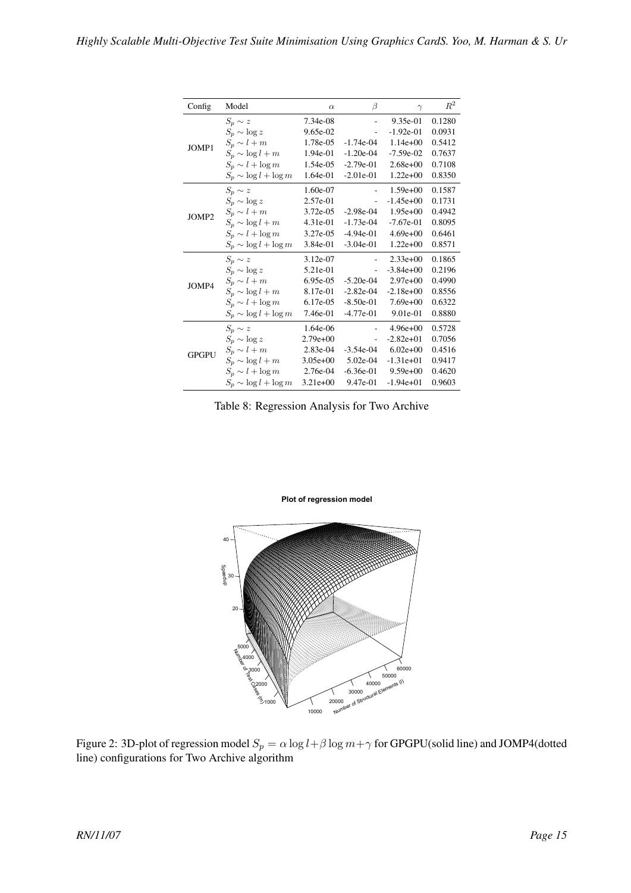| Config | Model | $\alpha$ | $\beta$ | $\gamma$ | $R^2$ |
|---|---|---|---|---|---|
| JOMP1 | $S_p \sim z$ | 7.34e-08 | - | 9.35e-01 | 0.1280 |
| | $S_p \sim \log z$ | 9.65e-02 | - | -1.92e-01 | 0.0931 |
| | $S_p \sim l + m$ | 1.78e-05 | -1.74e-04 | 1.14e+00 | 0.5412 |
| | $S_p \sim \log l + m$ | 1.94e-01 | -1.20e-04 | -7.59e-02 | 0.7637 |
| | $S_p \sim l + \log m$ | 1.54e-05 | -2.79e-01 | 2.68e+00 | 0.7108 |
| | $S_p \sim \log l + \log m$ | 1.64e-01 | -2.01e-01 | 1.22e+00 | 0.8350 |
| JOMP2 | $S_p \sim z$ | 1.60e-07 | - | 1.59e+00 | 0.1587 |
| | $S_p \sim \log z$ | 2.57e-01 | - | -1.45e+00 | 0.1731 |
| | $S_p \sim l + m$ | 3.72e-05 | -2.98e-04 | 1.95e+00 | 0.4942 |
| | $S_p \sim \log l + m$ | 4.31e-01 | -1.73e-04 | -7.67e-01 | 0.8095 |
| | $S_p \sim l + \log m$ | 3.27e-05 | -4.94e-01 | 4.69e+00 | 0.6461 |
| | $S_p \sim \log l + \log m$ | 3.84e-01 | -3.04e-01 | 1.22e+00 | 0.8571 |
| JOMP4 | $S_p \sim z$ | 3.12e-07 | - | 2.33e+00 | 0.1865 |
| | $S_p \sim \log z$ | 5.21e-01 | - | -3.84e+00 | 0.2196 |
| | $S_p \sim l + m$ | 6.95e-05 | -5.20e-04 | 2.97e+00 | 0.4990 |
| | $S_p \sim \log l + m$ | 8.17e-01 | -2.82e-04 | -2.18e+00 | 0.8556 |
| | $S_p \sim l + \log m$ | 6.17e-05 | -8.50e-01 | 7.69e+00 | 0.6322 |
| | $S_p \sim \log l + \log m$ | 7.46e-01 | -4.77e-01 | 9.01e-01 | 0.8880 |
| GPGPU | $S_p \sim z$ | 1.64e-06 | - | 4.96e+00 | 0.5728 |
| | $S_p \sim \log z$ | 2.79e+00 | - | -2.82e+01 | 0.7056 |
| | $S_p \sim l + m$ | 2.83e-04 | -3.54e-04 | 6.02e+00 | 0.4516 |
| | $S_p \sim \log l + m$ | 3.05e+00 | 5.02e-04 | -1.31e+01 | 0.9417 |
| | $S_p \sim l + \log m$ | 2.76e-04 | -6.36e-01 | 9.59e+00 | 0.4620 |
| | $S_p \sim \log l + \log m$ | 3.21e+00 | 9.47e-01 | -1.94e+01 | 0.9603 |

Table 8: Regression Analysis for Two Archive

Figure 2: 3D-plot of regression model $S_p = \alpha \log l + \beta \log m + \gamma$ for GPGPU(solid line) and JOMP4(dotted line) configurations for Two Archive algorithm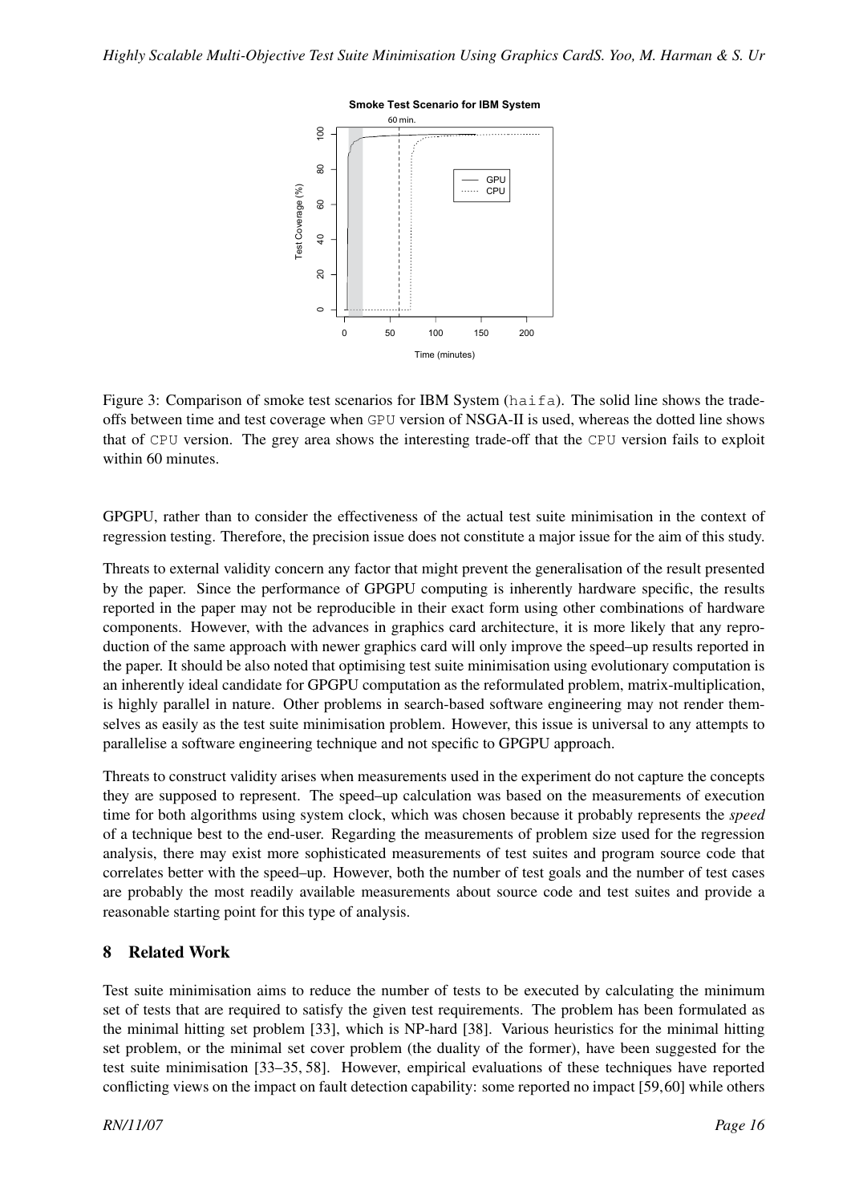Figure 3: Comparison of smoke test scenarios for IBM System (`haifa`). The solid line shows the trade-offs between time and test coverage when `GPU` version of NSGA-II is used, whereas the dotted line shows that of `CPU` version. The grey area shows the interesting trade-off that the `CPU` version fails to exploit within 60 minutes.

GPGPU, rather than to consider the effectiveness of the actual test suite minimisation in the context of regression testing. Therefore, the precision issue does not constitute a major issue for the aim of this study.

Threats to external validity concern any factor that might prevent the generalisation of the result presented by the paper. Since the performance of GPGPU computing is inherently hardware specific, the results reported in the paper may not be reproducible in their exact form using other combinations of hardware components. However, with the advances in graphics card architecture, it is more likely that any reproduction of the same approach with newer graphics card will only improve the speed–up results reported in the paper. It should be also noted that optimising test suite minimisation using evolutionary computation is an inherently ideal candidate for GPGPU computation as the reformulated problem, matrix-multiplication, is highly parallel in nature. Other problems in search-based software engineering may not render themselves as easily as the test suite minimisation problem. However, this issue is universal to any attempts to parallelise a software engineering technique and not specific to GPGPU approach.

Threats to construct validity arises when measurements used in the experiment do not capture the concepts they are supposed to represent. The speed–up calculation was based on the measurements of execution time for both algorithms using system clock, which was chosen because it probably represents the *speed* of a technique best to the end-user. Regarding the measurements of problem size used for the regression analysis, there may exist more sophisticated measurements of test suites and program source code that correlates better with the speed–up. However, both the number of test goals and the number of test cases are probably the most readily available measurements about source code and test suites and provide a reasonable starting point for this type of analysis.

## 8 Related Work

Test suite minimisation aims to reduce the number of tests to be executed by calculating the minimum set of tests that are required to satisfy the given test requirements. The problem has been formulated as the minimal hitting set problem [33], which is NP-hard [38]. Various heuristics for the minimal hitting set problem, or the minimal set cover problem (the duality of the former), have been suggested for the test suite minimisation [33–35, 58]. However, empirical evaluations of these techniques have reported conflicting views on the impact on fault detection capability: some reported no impact [59,60] while others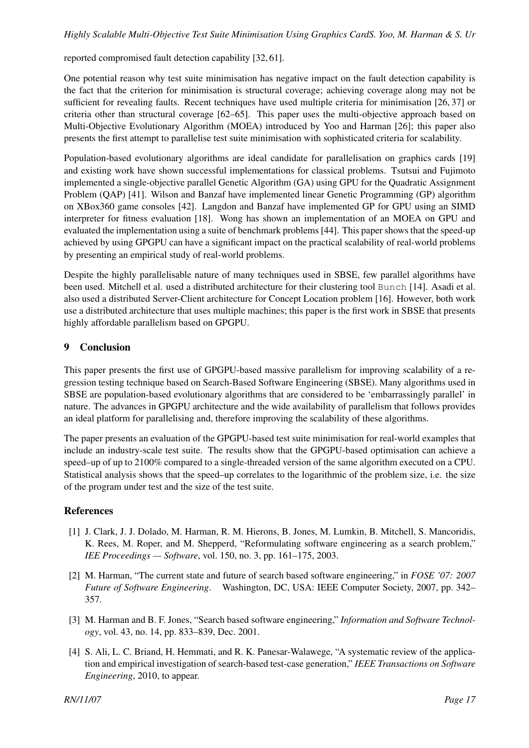reported compromised fault detection capability [32, 61].

One potential reason why test suite minimisation has negative impact on the fault detection capability is the fact that the criterion for minimisation is structural coverage; achieving coverage along may not be sufficient for revealing faults. Recent techniques have used multiple criteria for minimisation [26, 37] or criteria other than structural coverage [62–65]. This paper uses the multi-objective approach based on Multi-Objective Evolutionary Algorithm (MOEA) introduced by Yoo and Harman [26]; this paper also presents the first attempt to parallelise test suite minimisation with sophisticated criteria for scalability.

Population-based evolutionary algorithms are ideal candidate for parallelisation on graphics cards [19] and existing work have shown successful implementations for classical problems. Tsutsui and Fujimoto implemented a single-objective parallel Genetic Algorithm (GA) using GPU for the Quadratic Assignment Problem (QAP) [41]. Wilson and Banzaf have implemented linear Genetic Programming (GP) algorithm on XBox360 game consoles [42]. Langdon and Banzaf have implemented GP for GPU using an SIMD interpreter for fitness evaluation [18]. Wong has shown an implementation of an MOEA on GPU and evaluated the implementation using a suite of benchmark problems [44]. This paper shows that the speed-up achieved by using GPGPU can have a significant impact on the practical scalability of real-world problems by presenting an empirical study of real-world problems.

Despite the highly parallelisable nature of many techniques used in SBSE, few parallel algorithms have been used. Mitchell et al. used a distributed architecture for their clustering tool `Bunch` [14]. Asadi et al. also used a distributed Server-Client architecture for Concept Location problem [16]. However, both work use a distributed architecture that uses multiple machines; this paper is the first work in SBSE that presents highly affordable parallelism based on GPGPU.

## 9 Conclusion

This paper presents the first use of GPGPU-based massive parallelism for improving scalability of a regression testing technique based on Search-Based Software Engineering (SBSE). Many algorithms used in SBSE are population-based evolutionary algorithms that are considered to be 'embarrassingly parallel' in nature. The advances in GPGPU architecture and the wide availability of parallelism that follows provides an ideal platform for parallelising and, therefore improving the scalability of these algorithms.

The paper presents an evaluation of the GPGPU-based test suite minimisation for real-world examples that include an industry-scale test suite. The results show that the GPGPU-based optimisation can achieve a speed–up of up to 2100% compared to a single-threaded version of the same algorithm executed on a CPU. Statistical analysis shows that the speed–up correlates to the logarithmic of the problem size, i.e. the size of the program under test and the size of the test suite.

## References

[1] J. Clark, J. J. Dolado, M. Harman, R. M. Hierons, B. Jones, M. Lumkin, B. Mitchell, S. Mancoridis, K. Rees, M. Roper, and M. Shepperd, "Reformulating software engineering as a search problem," *IEE Proceedings — Software*, vol. 150, no. 3, pp. 161–175, 2003.

[2] M. Harman, "The current state and future of search based software engineering," in *FOSE '07: 2007 Future of Software Engineering*. Washington, DC, USA: IEEE Computer Society, 2007, pp. 342–357.

[3] M. Harman and B. F. Jones, "Search based software engineering," *Information and Software Technology*, vol. 43, no. 14, pp. 833–839, Dec. 2001.

[4] S. Ali, L. C. Briand, H. Hemmati, and R. K. Panesar-Walawege, "A systematic review of the application and empirical investigation of search-based test-case generation," *IEEE Transactions on Software Engineering*, 2010, to appear.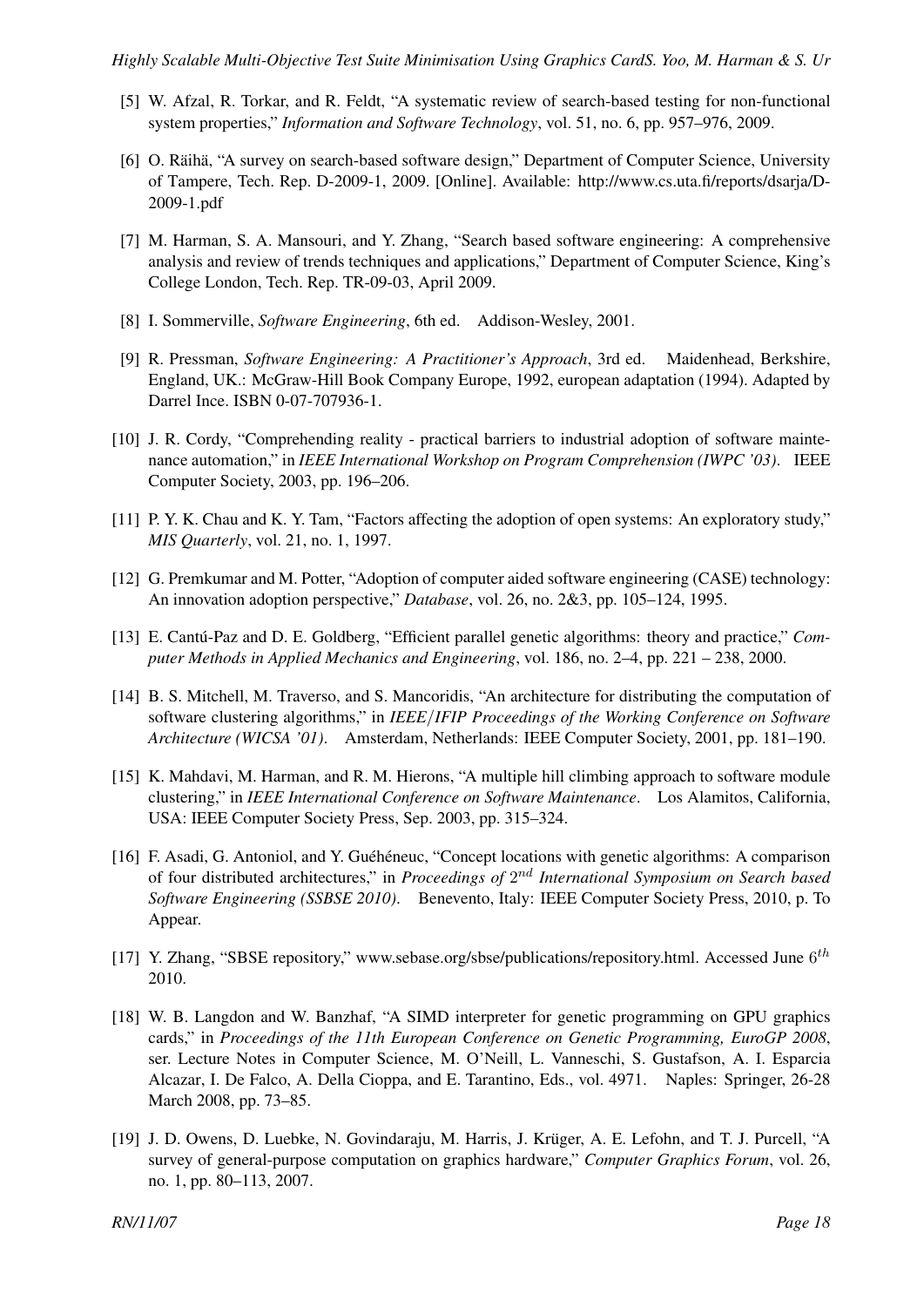[5] W. Afzal, R. Torkar, and R. Feldt, "A systematic review of search-based testing for non-functional system properties," *Information and Software Technology*, vol. 51, no. 6, pp. 957–976, 2009.

[6] O. Räihä, "A survey on search-based software design," Department of Computer Science, University of Tampere, Tech. Rep. D-2009-1, 2009. [Online]. Available: http://www.cs.uta.fi/reports/dsarja/D-2009-1.pdf

[7] M. Harman, S. A. Mansouri, and Y. Zhang, "Search based software engineering: A comprehensive analysis and review of trends techniques and applications," Department of Computer Science, King's College London, Tech. Rep. TR-09-03, April 2009.

[8] I. Sommerville, *Software Engineering*, 6th ed. Addison-Wesley, 2001.

[9] R. Pressman, *Software Engineering: A Practitioner's Approach*, 3rd ed. Maidenhead, Berkshire, England, UK.: McGraw-Hill Book Company Europe, 1992, european adaptation (1994). Adapted by Darrel Ince. ISBN 0-07-707936-1.

[10] J. R. Cordy, "Comprehending reality - practical barriers to industrial adoption of software maintenance automation," in *IEEE International Workshop on Program Comprehension (IWPC '03)*. IEEE Computer Society, 2003, pp. 196–206.

[11] P. Y. K. Chau and K. Y. Tam, "Factors affecting the adoption of open systems: An exploratory study," *MIS Quarterly*, vol. 21, no. 1, 1997.

[12] G. Premkumar and M. Potter, "Adoption of computer aided software engineering (CASE) technology: An innovation adoption perspective," *Database*, vol. 26, no. 2&3, pp. 105–124, 1995.

[13] E. Cantú-Paz and D. E. Goldberg, "Efficient parallel genetic algorithms: theory and practice," *Computer Methods in Applied Mechanics and Engineering*, vol. 186, no. 2–4, pp. 221 – 238, 2000.

[14] B. S. Mitchell, M. Traverso, and S. Mancoridis, "An architecture for distributing the computation of software clustering algorithms," in *IEEE/IFIP Proceedings of the Working Conference on Software Architecture (WICSA '01)*. Amsterdam, Netherlands: IEEE Computer Society, 2001, pp. 181–190.

[15] K. Mahdavi, M. Harman, and R. M. Hierons, "A multiple hill climbing approach to software module clustering," in *IEEE International Conference on Software Maintenance*. Los Alamitos, California, USA: IEEE Computer Society Press, Sep. 2003, pp. 315–324.

[16] F. Asadi, G. Antoniol, and Y. Guéhéneuc, "Concept locations with genetic algorithms: A comparison of four distributed architectures," in *Proceedings of $2^{nd}$ International Symposium on Search based Software Engineering (SSBSE 2010)*. Benevento, Italy: IEEE Computer Society Press, 2010, p. To Appear.

[17] Y. Zhang, "SBSE repository," www.sebase.org/sbse/publications/repository.html. Accessed June $6^{th}$ 2010.

[18] W. B. Langdon and W. Banzhaf, "A SIMD interpreter for genetic programming on GPU graphics cards," in *Proceedings of the 11th European Conference on Genetic Programming, EuroGP 2008*, ser. Lecture Notes in Computer Science, M. O'Neill, L. Vanneschi, S. Gustafson, A. I. Esparcia Alcazar, I. De Falco, A. Della Cioppa, and E. Tarantino, Eds., vol. 4971. Naples: Springer, 26-28 March 2008, pp. 73–85.

[19] J. D. Owens, D. Luebke, N. Govindaraju, M. Harris, J. Krüger, A. E. Lefohn, and T. J. Purcell, "A survey of general-purpose computation on graphics hardware," *Computer Graphics Forum*, vol. 26, no. 1, pp. 80–113, 2007.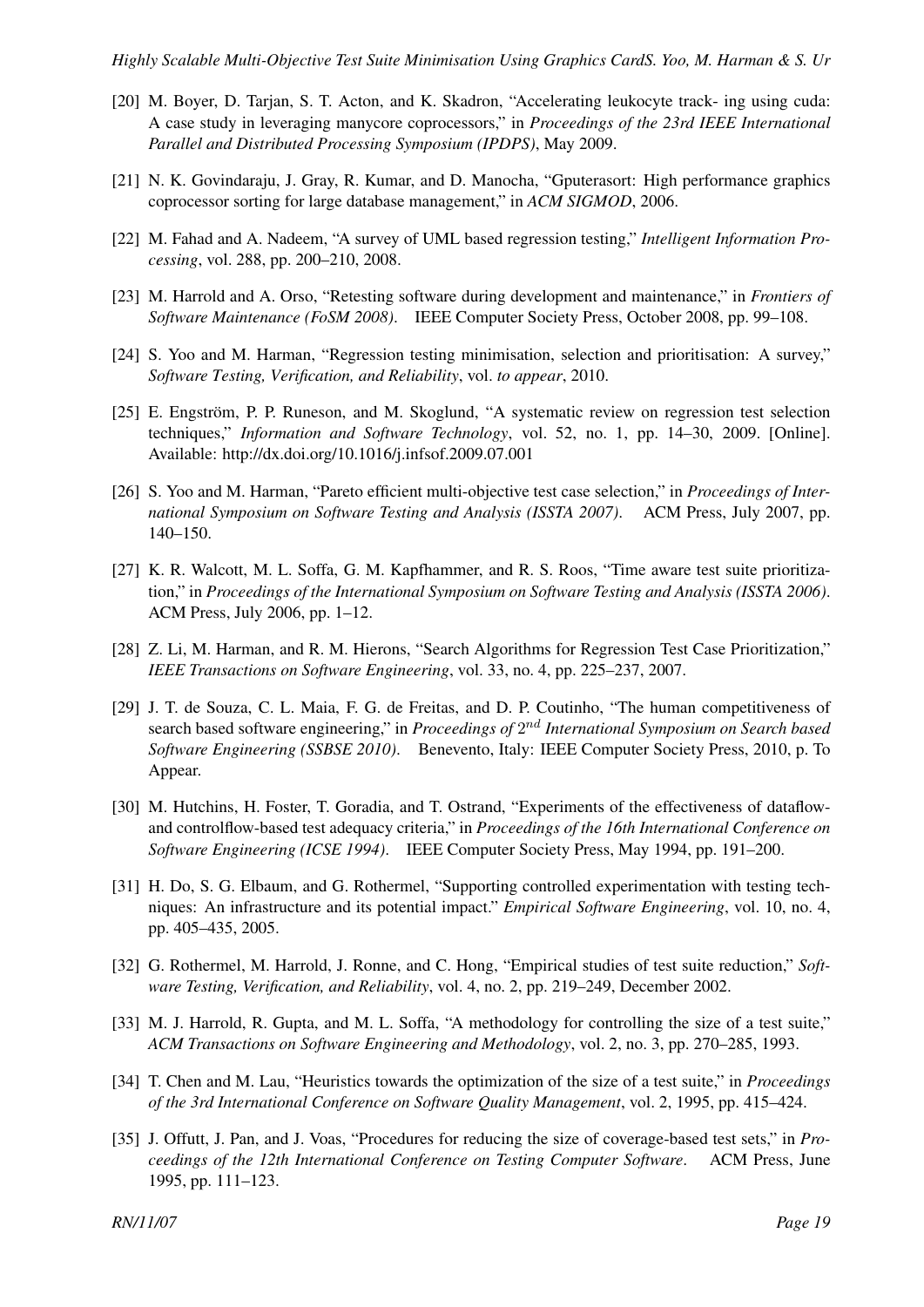[20] M. Boyer, D. Tarjan, S. T. Acton, and K. Skadron, "Accelerating leukocyte track- ing using cuda: A case study in leveraging manycore coprocessors," in *Proceedings of the 23rd IEEE International Parallel and Distributed Processing Symposium (IPDPS)*, May 2009.

[21] N. K. Govindaraju, J. Gray, R. Kumar, and D. Manocha, "Gputerasort: High performance graphics coprocessor sorting for large database management," in *ACM SIGMOD*, 2006.

[22] M. Fahad and A. Nadeem, "A survey of UML based regression testing," *Intelligent Information Processing*, vol. 288, pp. 200–210, 2008.

[23] M. Harrold and A. Orso, "Retesting software during development and maintenance," in *Frontiers of Software Maintenance (FoSM 2008)*. IEEE Computer Society Press, October 2008, pp. 99–108.

[24] S. Yoo and M. Harman, "Regression testing minimisation, selection and prioritisation: A survey," *Software Testing, Verification, and Reliability*, vol. *to appear*, 2010.

[25] E. Engström, P. P. Runeson, and M. Skoglund, "A systematic review on regression test selection techniques," *Information and Software Technology*, vol. 52, no. 1, pp. 14–30, 2009. [Online]. Available: http://dx.doi.org/10.1016/j.infsof.2009.07.001

[26] S. Yoo and M. Harman, "Pareto efficient multi-objective test case selection," in *Proceedings of International Symposium on Software Testing and Analysis (ISSTA 2007)*. ACM Press, July 2007, pp. 140–150.

[27] K. R. Walcott, M. L. Soffa, G. M. Kapfhammer, and R. S. Roos, "Time aware test suite prioritization," in *Proceedings of the International Symposium on Software Testing and Analysis (ISSTA 2006)*. ACM Press, July 2006, pp. 1–12.

[28] Z. Li, M. Harman, and R. M. Hierons, "Search Algorithms for Regression Test Case Prioritization," *IEEE Transactions on Software Engineering*, vol. 33, no. 4, pp. 225–237, 2007.

[29] J. T. de Souza, C. L. Maia, F. G. de Freitas, and D. P. Coutinho, "The human competitiveness of search based software engineering," in *Proceedings of* $2^{nd}$ *International Symposium on Search based Software Engineering (SSBSE 2010)*. Benevento, Italy: IEEE Computer Society Press, 2010, p. To Appear.

[30] M. Hutchins, H. Foster, T. Goradia, and T. Ostrand, "Experiments of the effectiveness of dataflow- and controlflow-based test adequacy criteria," in *Proceedings of the 16th International Conference on Software Engineering (ICSE 1994)*. IEEE Computer Society Press, May 1994, pp. 191–200.

[31] H. Do, S. G. Elbaum, and G. Rothermel, "Supporting controlled experimentation with testing techniques: An infrastructure and its potential impact." *Empirical Software Engineering*, vol. 10, no. 4, pp. 405–435, 2005.

[32] G. Rothermel, M. Harrold, J. Ronne, and C. Hong, "Empirical studies of test suite reduction," *Software Testing, Verification, and Reliability*, vol. 4, no. 2, pp. 219–249, December 2002.

[33] M. J. Harrold, R. Gupta, and M. L. Soffa, "A methodology for controlling the size of a test suite," *ACM Transactions on Software Engineering and Methodology*, vol. 2, no. 3, pp. 270–285, 1993.

[34] T. Chen and M. Lau, "Heuristics towards the optimization of the size of a test suite," in *Proceedings of the 3rd International Conference on Software Quality Management*, vol. 2, 1995, pp. 415–424.

[35] J. Offutt, J. Pan, and J. Voas, "Procedures for reducing the size of coverage-based test sets," in *Proceedings of the 12th International Conference on Testing Computer Software*. ACM Press, June 1995, pp. 111–123.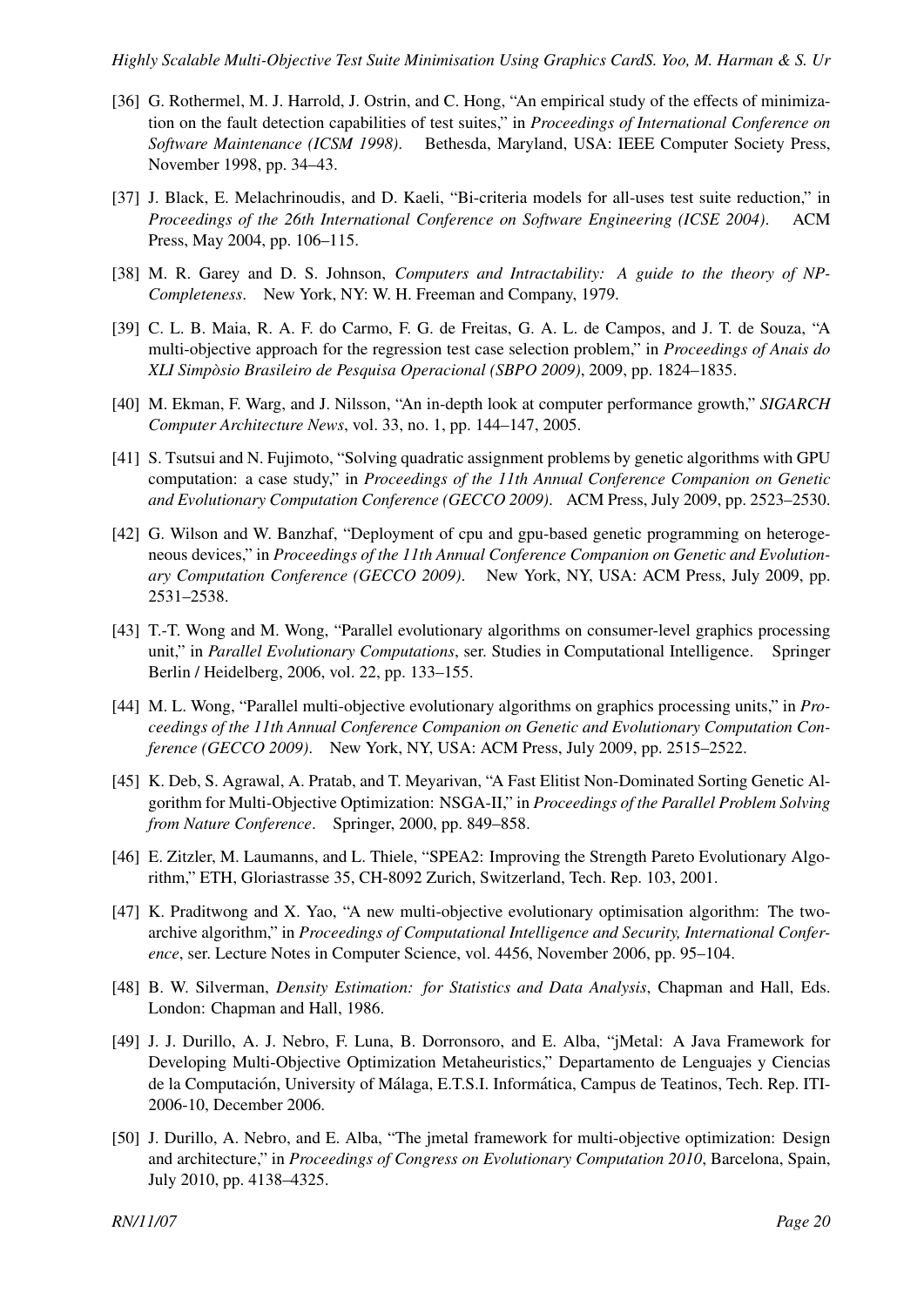[36] G. Rothermel, M. J. Harrold, J. Ostrin, and C. Hong, "An empirical study of the effects of minimization on the fault detection capabilities of test suites," in *Proceedings of International Conference on Software Maintenance (ICSM 1998)*. Bethesda, Maryland, USA: IEEE Computer Society Press, November 1998, pp. 34–43.

[37] J. Black, E. Melachrinoudis, and D. Kaeli, "Bi-criteria models for all-uses test suite reduction," in *Proceedings of the 26th International Conference on Software Engineering (ICSE 2004)*. ACM Press, May 2004, pp. 106–115.

[38] M. R. Garey and D. S. Johnson, *Computers and Intractability: A guide to the theory of NP-Completeness*. New York, NY: W. H. Freeman and Company, 1979.

[39] C. L. B. Maia, R. A. F. do Carmo, F. G. de Freitas, G. A. L. de Campos, and J. T. de Souza, "A multi-objective approach for the regression test case selection problem," in *Proceedings of Anais do XLI Simpòsio Brasileiro de Pesquisa Operacional (SBPO 2009)*, 2009, pp. 1824–1835.

[40] M. Ekman, F. Warg, and J. Nilsson, "An in-depth look at computer performance growth," *SIGARCH Computer Architecture News*, vol. 33, no. 1, pp. 144–147, 2005.

[41] S. Tsutsui and N. Fujimoto, "Solving quadratic assignment problems by genetic algorithms with GPU computation: a case study," in *Proceedings of the 11th Annual Conference Companion on Genetic and Evolutionary Computation Conference (GECCO 2009)*. ACM Press, July 2009, pp. 2523–2530.

[42] G. Wilson and W. Banzhaf, "Deployment of cpu and gpu-based genetic programming on heterogeneous devices," in *Proceedings of the 11th Annual Conference Companion on Genetic and Evolutionary Computation Conference (GECCO 2009)*. New York, NY, USA: ACM Press, July 2009, pp. 2531–2538.

[43] T.-T. Wong and M. Wong, "Parallel evolutionary algorithms on consumer-level graphics processing unit," in *Parallel Evolutionary Computations*, ser. Studies in Computational Intelligence. Springer Berlin / Heidelberg, 2006, vol. 22, pp. 133–155.

[44] M. L. Wong, "Parallel multi-objective evolutionary algorithms on graphics processing units," in *Proceedings of the 11th Annual Conference Companion on Genetic and Evolutionary Computation Conference (GECCO 2009)*. New York, NY, USA: ACM Press, July 2009, pp. 2515–2522.

[45] K. Deb, S. Agrawal, A. Pratab, and T. Meyarivan, "A Fast Elitist Non-Dominated Sorting Genetic Algorithm for Multi-Objective Optimization: NSGA-II," in *Proceedings of the Parallel Problem Solving from Nature Conference*. Springer, 2000, pp. 849–858.

[46] E. Zitzler, M. Laumanns, and L. Thiele, "SPEA2: Improving the Strength Pareto Evolutionary Algorithm," ETH, Gloriastrasse 35, CH-8092 Zurich, Switzerland, Tech. Rep. 103, 2001.

[47] K. Praditwong and X. Yao, "A new multi-objective evolutionary optimisation algorithm: The two-archive algorithm," in *Proceedings of Computational Intelligence and Security, International Conference*, ser. Lecture Notes in Computer Science, vol. 4456, November 2006, pp. 95–104.

[48] B. W. Silverman, *Density Estimation: for Statistics and Data Analysis*, Chapman and Hall, Eds. London: Chapman and Hall, 1986.

[49] J. J. Durillo, A. J. Nebro, F. Luna, B. Dorronsoro, and E. Alba, "jMetal: A Java Framework for Developing Multi-Objective Optimization Metaheuristics," Departamento de Lenguajes y Ciencias de la Computación, University of Málaga, E.T.S.I. Informática, Campus de Teatinos, Tech. Rep. ITI-2006-10, December 2006.

[50] J. Durillo, A. Nebro, and E. Alba, "The jmetal framework for multi-objective optimization: Design and architecture," in *Proceedings of Congress on Evolutionary Computation 2010*, Barcelona, Spain, July 2010, pp. 4138–4325.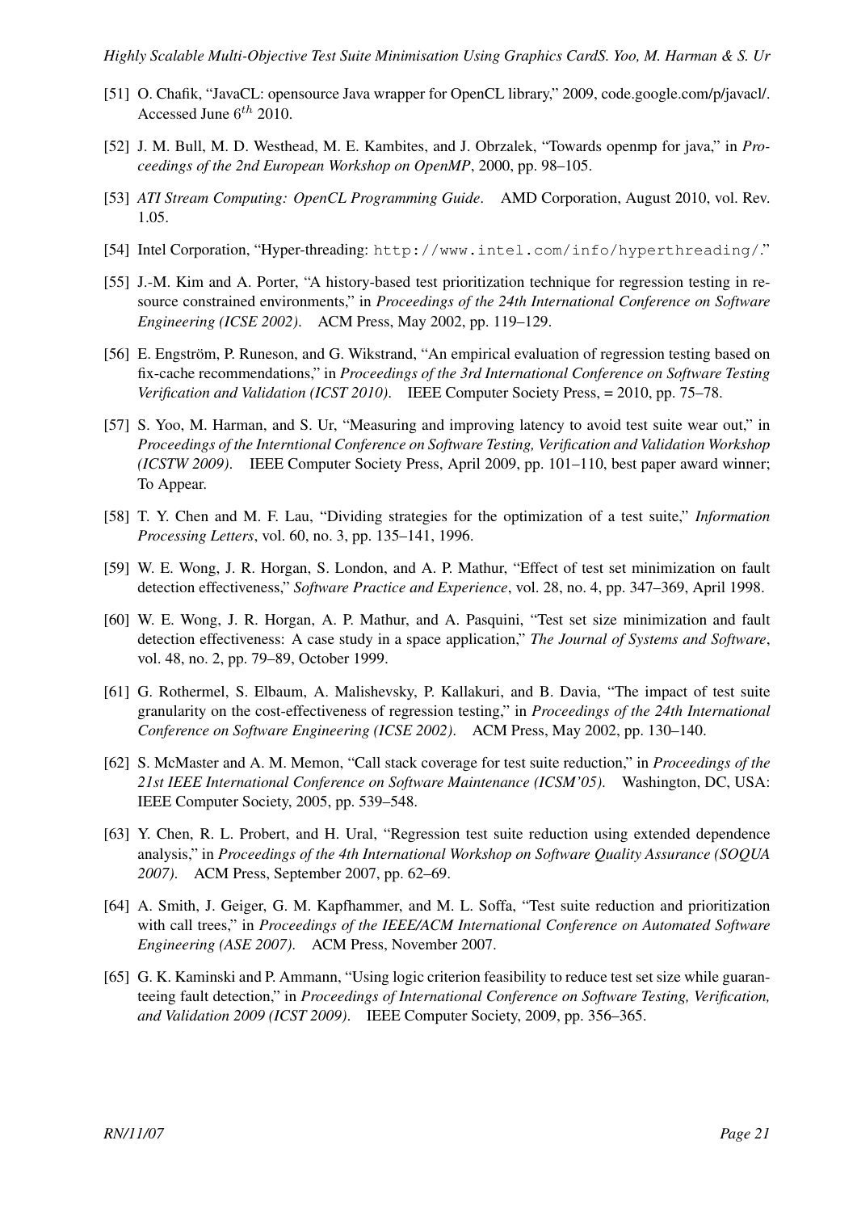[51] O. Chafik, "JavaCL: opensource Java wrapper for OpenCL library," 2009, code.google.com/p/javacl/. Accessed June $6^{th}$ 2010.

[52] J. M. Bull, M. D. Westhead, M. E. Kambites, and J. Obrzalek, "Towards openmp for java," in *Proceedings of the 2nd European Workshop on OpenMP*, 2000, pp. 98–105.

[53] *ATI Stream Computing: OpenCL Programming Guide*. AMD Corporation, August 2010, vol. Rev. 1.05.

[54] Intel Corporation, "Hyper-threading: `http://www.intel.com/info/hyperthreading/`."

[55] J.-M. Kim and A. Porter, "A history-based test prioritization technique for regression testing in resource constrained environments," in *Proceedings of the 24th International Conference on Software Engineering (ICSE 2002)*. ACM Press, May 2002, pp. 119–129.

[56] E. Engström, P. Runeson, and G. Wikstrand, "An empirical evaluation of regression testing based on fix-cache recommendations," in *Proceedings of the 3rd International Conference on Software Testing Verification and Validation (ICST 2010)*. IEEE Computer Society Press, = 2010, pp. 75–78.

[57] S. Yoo, M. Harman, and S. Ur, "Measuring and improving latency to avoid test suite wear out," in *Proceedings of the Interntional Conference on Software Testing, Verification and Validation Workshop (ICSTW 2009)*. IEEE Computer Society Press, April 2009, pp. 101–110, best paper award winner; To Appear.

[58] T. Y. Chen and M. F. Lau, "Dividing strategies for the optimization of a test suite," *Information Processing Letters*, vol. 60, no. 3, pp. 135–141, 1996.

[59] W. E. Wong, J. R. Horgan, S. London, and A. P. Mathur, "Effect of test set minimization on fault detection effectiveness," *Software Practice and Experience*, vol. 28, no. 4, pp. 347–369, April 1998.

[60] W. E. Wong, J. R. Horgan, A. P. Mathur, and A. Pasquini, "Test set size minimization and fault detection effectiveness: A case study in a space application," *The Journal of Systems and Software*, vol. 48, no. 2, pp. 79–89, October 1999.

[61] G. Rothermel, S. Elbaum, A. Malishevsky, P. Kallakuri, and B. Davia, "The impact of test suite granularity on the cost-effectiveness of regression testing," in *Proceedings of the 24th International Conference on Software Engineering (ICSE 2002)*. ACM Press, May 2002, pp. 130–140.

[62] S. McMaster and A. M. Memon, "Call stack coverage for test suite reduction," in *Proceedings of the 21st IEEE International Conference on Software Maintenance (ICSM'05)*. Washington, DC, USA: IEEE Computer Society, 2005, pp. 539–548.

[63] Y. Chen, R. L. Probert, and H. Ural, "Regression test suite reduction using extended dependence analysis," in *Proceedings of the 4th International Workshop on Software Quality Assurance (SOQUA 2007)*. ACM Press, September 2007, pp. 62–69.

[64] A. Smith, J. Geiger, G. M. Kapfhammer, and M. L. Soffa, "Test suite reduction and prioritization with call trees," in *Proceedings of the IEEE/ACM International Conference on Automated Software Engineering (ASE 2007)*. ACM Press, November 2007.

[65] G. K. Kaminski and P. Ammann, "Using logic criterion feasibility to reduce test set size while guaranteeing fault detection," in *Proceedings of International Conference on Software Testing, Verification, and Validation 2009 (ICST 2009)*. IEEE Computer Society, 2009, pp. 356–365.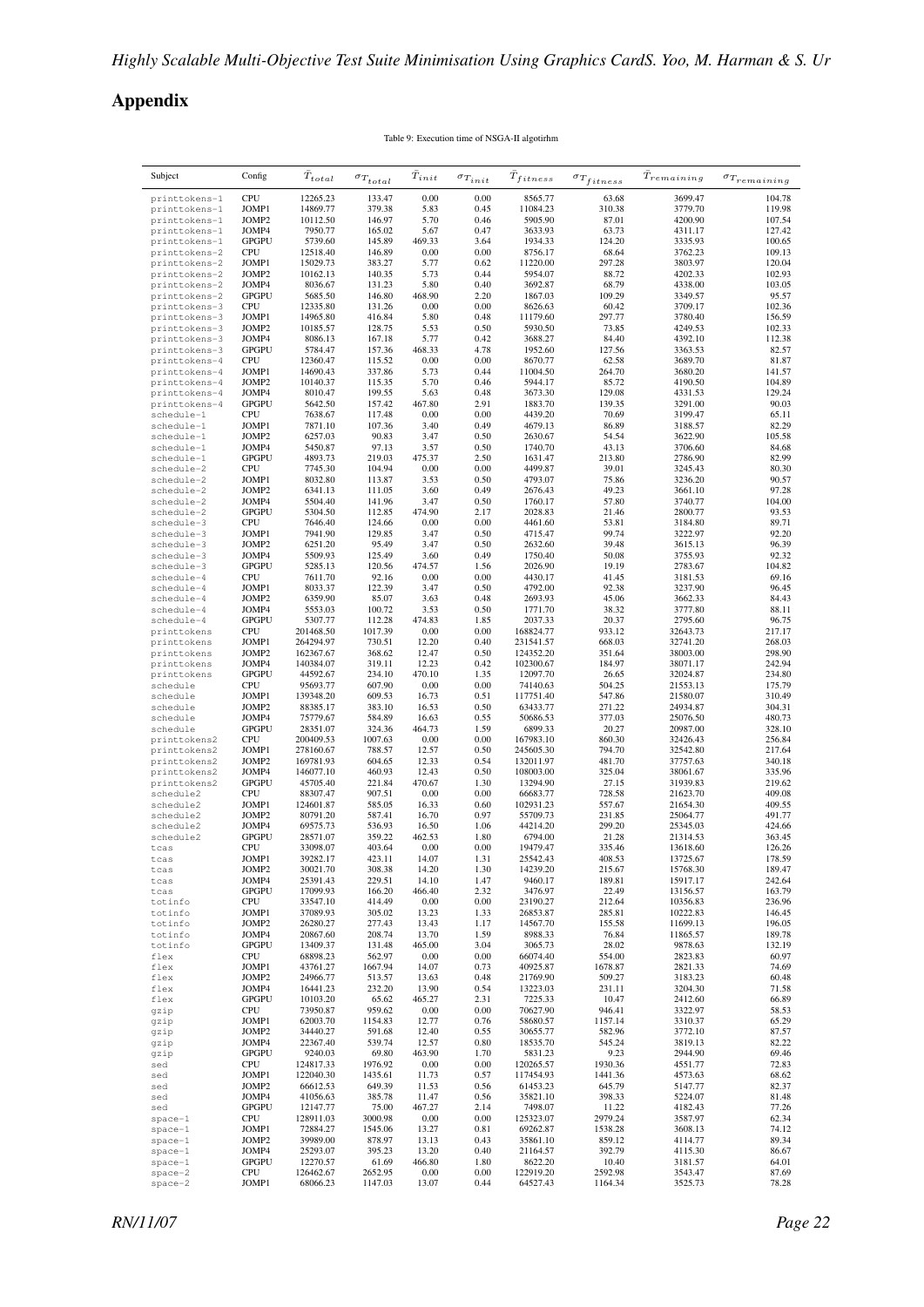# Appendix

Table 9: Execution time of NSGA-II algotirhm

| Subject | Config | $\bar{T}_{total}$ | $\sigma_{T_{total}}$ | $\bar{T}_{init}$ | $\sigma_{T_{init}}$ | $\bar{T}_{fitness}$ | $\sigma_{T_{fitness}}$ | $\bar{T}_{remaining}$ | $\sigma_{T_{remaining}}$ |
|---|---|---|---|---|---|---|---|---|---|
| printtokens-1 | CPU | 12265.23 | 133.47 | 0.00 | 0.00 | 8565.77 | 63.68 | 3699.47 | 104.78 |
| printtokens-1 | JOMP1 | 14869.77 | 379.38 | 5.83 | 0.45 | 11084.23 | 310.38 | 3779.70 | 119.98 |
| printtokens-1 | JOMP2 | 10112.50 | 146.97 | 5.70 | 0.46 | 5905.90 | 87.01 | 4200.90 | 107.54 |
| printtokens-1 | JOMP4 | 7950.77 | 165.02 | 5.67 | 0.47 | 3633.93 | 63.73 | 4311.17 | 127.42 |
| printtokens-1 | GPGPU | 5739.60 | 145.89 | 469.33 | 3.64 | 1934.33 | 124.20 | 3335.93 | 100.65 |
| printtokens-2 | CPU | 12518.40 | 146.89 | 0.00 | 0.00 | 8756.17 | 68.64 | 3762.23 | 109.13 |
| printtokens-2 | JOMP1 | 15029.73 | 383.27 | 5.77 | 0.62 | 11220.00 | 297.28 | 3803.97 | 120.04 |
| printtokens-2 | JOMP2 | 10162.13 | 140.35 | 5.73 | 0.44 | 5954.07 | 88.72 | 4202.33 | 102.93 |
| printtokens-2 | JOMP4 | 8036.67 | 131.23 | 5.80 | 0.40 | 3692.87 | 68.79 | 4338.00 | 103.05 |
| printtokens-2 | GPGPU | 5685.50 | 146.80 | 468.90 | 2.20 | 1867.03 | 109.29 | 3349.57 | 95.57 |
| printtokens-3 | CPU | 12335.80 | 131.26 | 0.00 | 0.00 | 8626.63 | 60.42 | 3709.17 | 102.36 |
| printtokens-3 | JOMP1 | 14965.80 | 416.84 | 5.80 | 0.48 | 11179.60 | 297.77 | 3780.40 | 156.59 |
| printtokens-3 | JOMP2 | 10185.57 | 128.75 | 5.53 | 0.50 | 5930.50 | 73.85 | 4249.53 | 102.33 |
| printtokens-3 | JOMP4 | 8086.13 | 167.18 | 5.77 | 0.42 | 3688.27 | 84.40 | 4392.10 | 112.38 |
| printtokens-3 | GPGPU | 5784.47 | 157.36 | 468.33 | 4.78 | 1952.60 | 127.56 | 3363.53 | 82.57 |
| printtokens-4 | CPU | 12360.47 | 115.52 | 0.00 | 0.00 | 8670.77 | 62.58 | 3689.70 | 81.87 |
| printtokens-4 | JOMP1 | 14690.43 | 337.86 | 5.73 | 0.44 | 11004.50 | 264.70 | 3680.20 | 141.57 |
| printtokens-4 | JOMP2 | 10140.37 | 115.35 | 5.70 | 0.46 | 5944.17 | 85.72 | 4190.50 | 104.89 |
| printtokens-4 | JOMP4 | 8010.47 | 199.55 | 5.63 | 0.48 | 3673.30 | 129.08 | 4331.53 | 129.24 |
| printtokens-4 | GPGPU | 5642.50 | 157.42 | 467.80 | 2.91 | 1883.70 | 139.35 | 3291.00 | 90.03 |
| schedule-1 | CPU | 7638.67 | 117.48 | 0.00 | 0.00 | 4439.20 | 70.69 | 3199.47 | 65.11 |
| schedule-1 | JOMP1 | 7871.10 | 107.36 | 3.40 | 0.49 | 4679.13 | 86.89 | 3188.57 | 82.29 |
| schedule-1 | JOMP2 | 6257.03 | 90.83 | 3.47 | 0.50 | 2630.67 | 54.54 | 3622.90 | 105.58 |
| schedule-1 | JOMP4 | 5450.87 | 97.13 | 3.57 | 0.50 | 1740.70 | 43.13 | 3706.60 | 84.68 |
| schedule-1 | GPGPU | 4893.73 | 219.03 | 475.37 | 2.50 | 1631.47 | 213.80 | 2786.90 | 82.99 |
| schedule-2 | CPU | 7745.30 | 104.94 | 0.00 | 0.00 | 4499.87 | 39.01 | 3245.43 | 80.30 |
| schedule-2 | JOMP1 | 8032.80 | 113.87 | 3.53 | 0.50 | 4793.07 | 75.86 | 3236.20 | 90.57 |
| schedule-2 | JOMP2 | 6341.13 | 111.05 | 3.60 | 0.49 | 2676.43 | 49.23 | 3661.10 | 97.28 |
| schedule-2 | JOMP4 | 5504.40 | 141.96 | 3.47 | 0.50 | 1760.17 | 57.80 | 3740.77 | 104.00 |
| schedule-2 | GPGPU | 5304.50 | 112.85 | 474.90 | 2.17 | 2028.83 | 21.46 | 2800.77 | 93.53 |
| schedule-3 | CPU | 7646.40 | 124.66 | 0.00 | 0.00 | 4461.60 | 53.81 | 3184.80 | 89.71 |
| schedule-3 | JOMP1 | 7941.90 | 129.85 | 3.47 | 0.50 | 4715.47 | 99.74 | 3222.97 | 92.20 |
| schedule-3 | JOMP2 | 6251.20 | 95.49 | 3.47 | 0.50 | 2632.60 | 39.48 | 3615.13 | 96.39 |
| schedule-3 | JOMP4 | 5509.93 | 125.49 | 3.60 | 0.49 | 1750.40 | 50.08 | 3755.93 | 92.32 |
| schedule-3 | GPGPU | 5285.13 | 120.56 | 474.57 | 1.56 | 2026.90 | 19.19 | 2783.67 | 104.82 |
| schedule-4 | CPU | 7611.70 | 92.16 | 0.00 | 0.00 | 4430.17 | 41.45 | 3181.53 | 69.16 |
| schedule-4 | JOMP1 | 8033.37 | 122.39 | 3.47 | 0.50 | 4792.00 | 92.38 | 3237.90 | 96.45 |
| schedule-4 | JOMP2 | 6359.90 | 85.07 | 3.63 | 0.48 | 2693.93 | 45.06 | 3662.33 | 84.43 |
| schedule-4 | JOMP4 | 5553.03 | 100.72 | 3.53 | 0.50 | 1771.70 | 38.32 | 3777.80 | 88.11 |
| schedule-4 | GPGPU | 5307.77 | 112.28 | 474.83 | 1.85 | 2037.33 | 20.37 | 2795.60 | 96.75 |
| printtokens | CPU | 201468.50 | 1017.39 | 0.00 | 0.00 | 168824.77 | 933.12 | 32643.73 | 217.17 |
| printtokens | JOMP1 | 264294.97 | 730.51 | 12.20 | 0.40 | 231541.57 | 668.03 | 32741.20 | 268.03 |
| printtokens | JOMP2 | 162367.67 | 368.62 | 12.47 | 0.50 | 124352.20 | 351.64 | 38003.00 | 298.90 |
| printtokens | JOMP4 | 140384.07 | 319.11 | 12.23 | 0.42 | 102300.67 | 184.97 | 38071.17 | 242.94 |
| printtokens | GPGPU | 44592.67 | 234.10 | 470.10 | 1.35 | 12097.70 | 26.65 | 32024.87 | 234.80 |
| schedule | CPU | 95693.77 | 607.90 | 0.00 | 0.00 | 74140.63 | 504.25 | 21553.13 | 175.79 |
| schedule | JOMP1 | 139348.20 | 609.53 | 16.73 | 0.51 | 117751.40 | 547.86 | 21580.07 | 310.49 |
| schedule | JOMP2 | 88385.17 | 383.10 | 16.53 | 0.50 | 63433.77 | 271.22 | 24934.87 | 304.31 |
| schedule | JOMP4 | 75779.67 | 584.89 | 16.63 | 0.55 | 50686.53 | 377.03 | 25076.50 | 480.73 |
| schedule | GPGPU | 28351.07 | 324.36 | 464.73 | 1.59 | 6899.33 | 20.27 | 20987.00 | 328.10 |
| printtokens2 | CPU | 200409.53 | 1007.63 | 0.00 | 0.00 | 167983.10 | 860.30 | 32426.43 | 256.84 |
| printtokens2 | JOMP1 | 278160.67 | 788.57 | 12.57 | 0.50 | 245605.30 | 794.70 | 32542.80 | 217.64 |
| printtokens2 | JOMP2 | 169781.93 | 604.65 | 12.33 | 0.54 | 132011.97 | 481.70 | 37757.63 | 340.18 |
| printtokens2 | JOMP4 | 146077.10 | 460.93 | 12.43 | 0.50 | 108003.00 | 325.04 | 38061.67 | 335.96 |
| printtokens2 | GPGPU | 45705.40 | 221.84 | 470.67 | 1.30 | 13294.90 | 27.15 | 31939.83 | 219.62 |
| schedule2 | CPU | 88307.47 | 907.51 | 0.00 | 0.00 | 66683.77 | 728.58 | 21623.70 | 409.08 |
| schedule2 | JOMP1 | 124601.87 | 585.05 | 16.33 | 0.60 | 102931.23 | 557.67 | 21654.30 | 409.55 |
| schedule2 | JOMP2 | 80791.20 | 587.41 | 16.70 | 0.97 | 55709.73 | 231.85 | 25064.77 | 491.77 |
| schedule2 | JOMP4 | 69575.73 | 536.93 | 16.50 | 1.06 | 44214.20 | 299.20 | 25345.03 | 424.66 |
| schedule2 | GPGPU | 28571.07 | 359.22 | 462.53 | 1.80 | 6794.00 | 21.28 | 21314.53 | 363.45 |
| tcas | CPU | 33098.07 | 403.64 | 0.00 | 0.00 | 19479.47 | 335.46 | 13618.60 | 126.26 |
| tcas | JOMP1 | 39282.17 | 423.11 | 14.07 | 1.31 | 25542.43 | 408.53 | 13725.67 | 178.59 |
| tcas | JOMP2 | 30021.70 | 308.38 | 14.20 | 1.30 | 14239.20 | 215.67 | 15768.30 | 189.47 |
| tcas | JOMP4 | 25391.43 | 229.51 | 14.10 | 1.47 | 9460.17 | 189.81 | 15917.17 | 242.64 |
| tcas | GPGPU | 17099.93 | 166.20 | 466.40 | 2.32 | 3476.97 | 22.49 | 13156.57 | 163.79 |
| totinfo | CPU | 33547.10 | 414.49 | 0.00 | 0.00 | 23190.27 | 212.64 | 10356.83 | 236.96 |
| totinfo | JOMP1 | 37089.93 | 305.02 | 13.23 | 1.33 | 26853.87 | 285.81 | 10222.83 | 146.45 |
| totinfo | JOMP2 | 26280.27 | 277.43 | 13.43 | 1.17 | 14567.70 | 155.58 | 11699.13 | 196.05 |
| totinfo | JOMP4 | 20867.60 | 208.74 | 13.70 | 1.59 | 8988.33 | 76.84 | 11865.57 | 189.78 |
| totinfo | GPGPU | 13409.37 | 131.48 | 465.00 | 3.04 | 3065.73 | 28.02 | 9878.63 | 132.19 |
| flex | CPU | 68898.23 | 562.97 | 0.00 | 0.00 | 66074.40 | 554.00 | 2823.83 | 60.97 |
| flex | JOMP1 | 43761.27 | 1667.94 | 14.07 | 0.73 | 40925.87 | 1678.87 | 2821.33 | 74.69 |
| flex | JOMP2 | 24966.77 | 513.57 | 13.63 | 0.48 | 21769.90 | 509.27 | 3183.23 | 60.48 |
| flex | JOMP4 | 16441.23 | 232.20 | 13.90 | 0.54 | 13223.03 | 231.11 | 3204.30 | 71.58 |
| flex | GPGPU | 10103.20 | 65.62 | 465.27 | 2.31 | 7225.33 | 10.47 | 2412.60 | 66.89 |
| gzip | CPU | 73950.87 | 959.62 | 0.00 | 0.00 | 70627.90 | 946.41 | 3322.97 | 58.53 |
| gzip | JOMP1 | 62003.70 | 1154.83 | 12.77 | 0.76 | 58680.57 | 1157.14 | 3310.37 | 65.29 |
| gzip | JOMP2 | 34440.27 | 591.68 | 12.40 | 0.55 | 30655.77 | 582.96 | 3772.10 | 87.57 |
| gzip | JOMP4 | 22367.40 | 539.74 | 12.57 | 0.68 | 18535.70 | 545.24 | 3819.13 | 82.22 |
| gzip | GPGPU | 9240.03 | 69.80 | 463.90 | 1.70 | 5831.23 | 9.23 | 2944.90 | 69.46 |
| sed | CPU | 124817.33 | 1976.92 | 0.00 | 0.00 | 120265.57 | 1930.36 | 4551.77 | 72.83 |
| sed | JOMP1 | 122040.30 | 1435.61 | 11.73 | 0.57 | 117454.93 | 1441.36 | 4573.63 | 68.62 |
| sed | JOMP2 | 66612.53 | 649.39 | 11.53 | 0.56 | 61453.23 | 645.79 | 5147.77 | 82.37 |
| sed | JOMP4 | 41056.63 | 385.78 | 11.47 | 0.56 | 35821.10 | 398.33 | 5224.07 | 81.48 |
| sed | GPGPU | 12147.77 | 75.00 | 467.27 | 2.14 | 7498.07 | 11.22 | 4182.43 | 77.26 |
| space-1 | CPU | 128911.03 | 3000.98 | 0.00 | 0.00 | 125323.07 | 2979.24 | 3587.97 | 62.34 |
| space-1 | JOMP1 | 72884.27 | 1545.06 | 13.27 | 0.81 | 69262.87 | 1538.28 | 3608.13 | 74.12 |
| space-1 | JOMP2 | 39989.00 | 878.97 | 13.13 | 0.43 | 35861.10 | 859.12 | 4114.77 | 89.34 |
| space-1 | JOMP4 | 25293.07 | 395.23 | 13.20 | 0.40 | 21164.57 | 392.79 | 4115.30 | 86.67 |
| space-1 | GPGPU | 12270.57 | 61.69 | 466.80 | 1.80 | 8622.20 | 10.40 | 3181.57 | 64.01 |
| space-2 | CPU | 126462.67 | 2652.95 | 0.00 | 0.00 | 122919.20 | 2592.98 | 3543.47 | 87.69 |
| space-2 | JOMP1 | 68066.23 | 1147.03 | 13.07 | 0.44 | 64527.43 | 1164.34 | 3525.73 | 78.28 |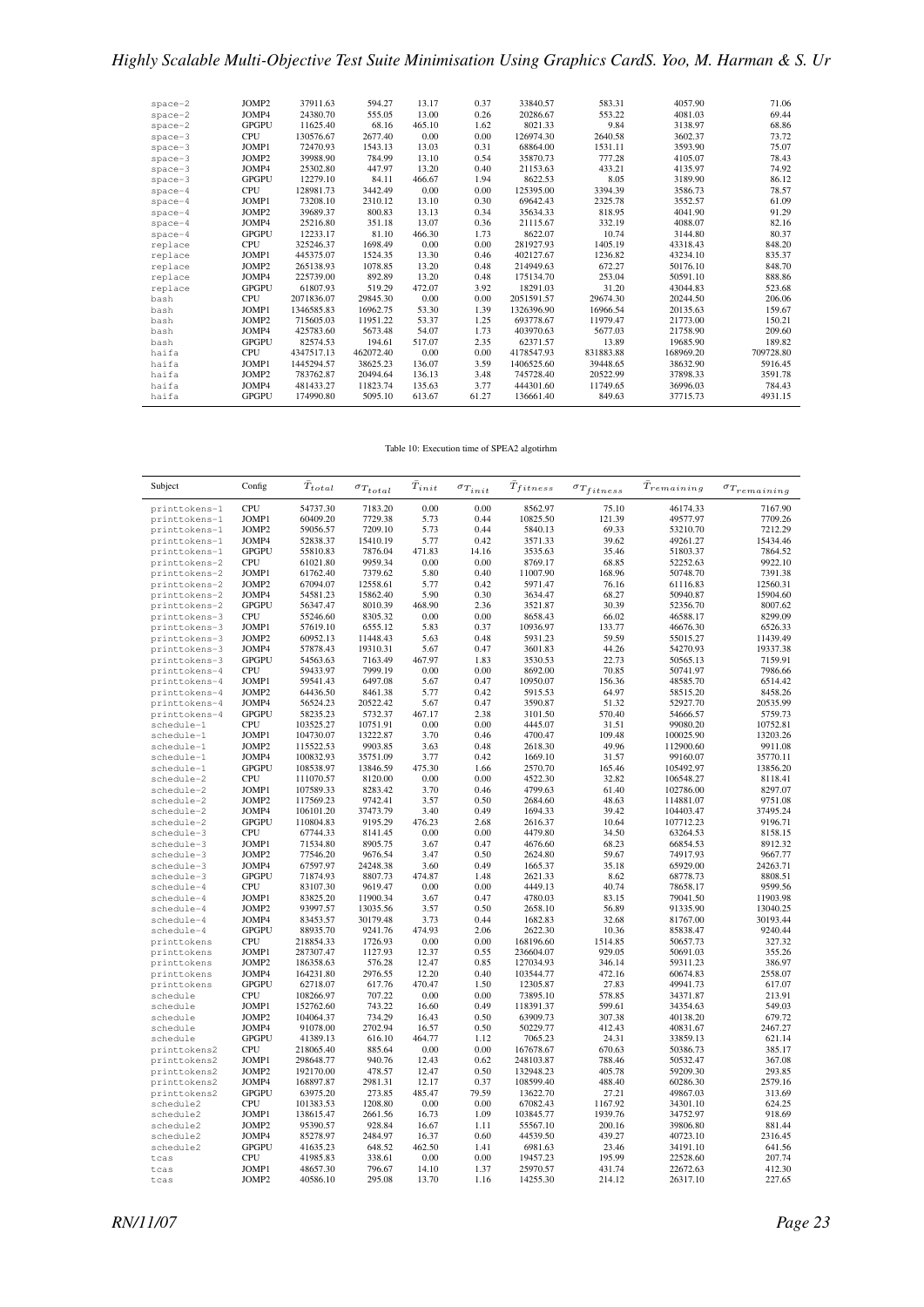| space-2 | JOMP2 | 37911.63 | 594.27 | 13.17 | 0.37 | 33840.57 | 583.31 | 4057.90 | 71.06 |
|---|---|---|---|---|---|---|---|---|---|
| space-2 | JOMP4 | 24380.70 | 555.05 | 13.00 | 0.26 | 20286.67 | 553.22 | 4081.03 | 69.44 |
| space-2 | GPGPU | 11625.40 | 68.16 | 465.10 | 1.62 | 8021.33 | 9.84 | 3138.97 | 68.86 |
| space-3 | CPU | 130576.67 | 2677.40 | 0.00 | 0.00 | 126974.30 | 2640.58 | 3602.37 | 73.72 |
| space-3 | JOMP1 | 72470.93 | 1543.13 | 13.03 | 0.31 | 68864.00 | 1531.11 | 3593.90 | 75.07 |
| space-3 | JOMP2 | 39988.90 | 784.99 | 13.10 | 0.54 | 35870.73 | 777.28 | 4105.07 | 78.43 |
| space-3 | JOMP4 | 25302.80 | 447.97 | 13.20 | 0.40 | 21153.63 | 433.21 | 4135.97 | 74.92 |
| space-3 | GPGPU | 12279.10 | 84.11 | 466.67 | 1.94 | 8622.53 | 8.05 | 3189.90 | 86.12 |
| space-4 | CPU | 128981.73 | 3442.49 | 0.00 | 0.00 | 125395.00 | 3394.39 | 3586.73 | 78.57 |
| space-4 | JOMP1 | 73208.10 | 2310.12 | 13.10 | 0.30 | 69642.43 | 2325.78 | 3552.57 | 61.09 |
| space-4 | JOMP2 | 39689.37 | 800.83 | 13.13 | 0.34 | 35634.33 | 818.95 | 4041.90 | 91.29 |
| space-4 | JOMP4 | 25216.80 | 351.18 | 13.07 | 0.36 | 21115.67 | 332.19 | 4088.07 | 82.16 |
| space-4 | GPGPU | 12233.17 | 81.10 | 466.30 | 1.73 | 8622.07 | 10.74 | 3144.80 | 80.37 |
| replace | CPU | 325246.37 | 1698.49 | 0.00 | 0.00 | 281927.93 | 1405.19 | 43318.43 | 848.20 |
| replace | JOMP1 | 445375.07 | 1524.35 | 13.30 | 0.46 | 402127.67 | 1236.82 | 43234.10 | 835.37 |
| replace | JOMP2 | 265138.93 | 1078.85 | 13.20 | 0.48 | 214949.63 | 672.27 | 50176.10 | 848.70 |
| replace | JOMP4 | 225739.00 | 892.89 | 13.20 | 0.48 | 175134.70 | 253.04 | 50591.10 | 888.86 |
| replace | GPGPU | 61807.93 | 519.29 | 472.07 | 3.92 | 18291.03 | 31.20 | 43044.83 | 523.68 |
| bash | CPU | 2071836.07 | 29845.30 | 0.00 | 0.00 | 2051591.57 | 29674.30 | 20244.50 | 206.06 |
| bash | JOMP1 | 1346585.83 | 16962.75 | 53.30 | 1.39 | 1326396.90 | 16966.54 | 20135.63 | 159.67 |
| bash | JOMP2 | 715605.03 | 11951.22 | 53.37 | 1.25 | 693778.67 | 11979.47 | 21773.00 | 150.21 |
| bash | JOMP4 | 425783.60 | 5673.48 | 54.07 | 1.73 | 403970.63 | 5677.03 | 21758.90 | 209.60 |
| bash | GPGPU | 82574.53 | 194.61 | 517.07 | 2.35 | 62371.57 | 13.89 | 19685.90 | 189.82 |
| haifa | CPU | 4347517.13 | 462072.40 | 0.00 | 0.00 | 4178547.93 | 831883.88 | 168969.20 | 709728.80 |
| haifa | JOMP1 | 1445294.57 | 38625.23 | 136.07 | 3.59 | 1406525.60 | 39448.65 | 38632.90 | 5916.45 |
| haifa | JOMP2 | 783762.87 | 20494.64 | 136.13 | 3.48 | 745728.40 | 20522.99 | 37898.33 | 3591.78 |
| haifa | JOMP4 | 481433.27 | 11823.74 | 135.63 | 3.77 | 444301.60 | 11749.65 | 36996.03 | 784.43 |
| haifa | GPGPU | 174990.80 | 5095.10 | 613.67 | 61.27 | 136661.40 | 849.63 | 37715.73 | 4931.15 |

Table 10: Execution time of SPEA2 algotirhm

| Subject | Config | $\bar{T}_{total}$ | $\sigma_{T_{total}}$ | $\bar{T}_{init}$ | $\sigma_{T_{init}}$ | $\bar{T}_{fitness}$ | $\sigma_{T_{fitness}}$ | $\bar{T}_{remaining}$ | $\sigma_{T_{remaining}}$ |
|---|---|---|---|---|---|---|---|---|---|
| printtokens-1 | CPU | 54737.30 | 7183.20 | 0.00 | 0.00 | 8562.97 | 75.10 | 46174.33 | 7167.90 |
| printtokens-1 | JOMP1 | 60409.20 | 7729.38 | 5.73 | 0.44 | 10825.50 | 121.39 | 49577.97 | 7709.26 |
| printtokens-1 | JOMP2 | 59056.57 | 7209.10 | 5.73 | 0.44 | 5840.13 | 69.33 | 53210.70 | 7212.29 |
| printtokens-1 | JOMP4 | 52838.37 | 15410.19 | 5.77 | 0.42 | 3571.33 | 39.62 | 49261.27 | 15434.46 |
| printtokens-1 | GPGPU | 55810.83 | 7876.04 | 471.83 | 14.16 | 3535.63 | 35.46 | 51803.37 | 7864.52 |
| printtokens-2 | CPU | 61021.80 | 9959.34 | 0.00 | 0.00 | 8769.17 | 68.85 | 52252.63 | 9922.10 |
| printtokens-2 | JOMP1 | 61762.40 | 7379.62 | 5.80 | 0.40 | 11007.90 | 168.96 | 50748.70 | 7391.38 |
| printtokens-2 | JOMP2 | 67094.07 | 12558.61 | 5.77 | 0.42 | 5971.47 | 76.16 | 61116.83 | 12560.31 |
| printtokens-2 | JOMP4 | 54581.23 | 15862.40 | 5.90 | 0.30 | 3634.47 | 68.27 | 50940.87 | 15904.60 |
| printtokens-2 | GPGPU | 56347.47 | 8010.39 | 468.90 | 2.36 | 3521.87 | 30.39 | 52356.70 | 8007.62 |
| printtokens-3 | CPU | 55246.60 | 8305.32 | 0.00 | 0.00 | 8658.43 | 66.02 | 46588.17 | 8299.09 |
| printtokens-3 | JOMP1 | 57619.10 | 6555.12 | 5.83 | 0.37 | 10936.97 | 133.77 | 46676.30 | 6526.33 |
| printtokens-3 | JOMP2 | 60952.13 | 11448.43 | 5.63 | 0.48 | 5931.23 | 59.59 | 55015.27 | 11439.49 |
| printtokens-3 | JOMP4 | 57878.43 | 19310.31 | 5.67 | 0.47 | 3601.83 | 44.26 | 54270.93 | 19337.38 |
| printtokens-3 | GPGPU | 54563.63 | 7163.49 | 467.97 | 1.83 | 3530.53 | 22.73 | 50565.13 | 7159.91 |
| printtokens-4 | CPU | 59433.97 | 7999.19 | 0.00 | 0.00 | 8692.00 | 70.85 | 50741.97 | 7986.66 |
| printtokens-4 | JOMP1 | 59541.43 | 6497.08 | 5.67 | 0.47 | 10950.07 | 156.36 | 48585.70 | 6514.42 |
| printtokens-4 | JOMP2 | 64436.50 | 8461.38 | 5.77 | 0.42 | 5915.53 | 64.97 | 58515.20 | 8458.26 |
| printtokens-4 | JOMP4 | 56524.23 | 20522.49 | 5.67 | 0.47 | 3590.87 | 51.32 | 52927.70 | 20535.99 |
| printtokens-4 | GPGPU | 58235.23 | 5732.37 | 467.17 | 2.38 | 3101.50 | 570.40 | 54666.57 | 5759.73 |
| schedule-1 | CPU | 103525.27 | 10751.91 | 0.00 | 0.00 | 4445.07 | 31.51 | 99080.20 | 10752.81 |
| schedule-1 | JOMP1 | 104730.07 | 13222.87 | 3.70 | 0.46 | 4700.47 | 109.48 | 100025.90 | 13203.26 |
| schedule-1 | JOMP2 | 115522.53 | 9903.85 | 3.63 | 0.48 | 2618.30 | 49.96 | 112900.60 | 9911.08 |
| schedule-1 | JOMP4 | 100832.93 | 35751.09 | 3.77 | 0.42 | 1669.10 | 31.57 | 99160.07 | 35770.11 |
| schedule-1 | GPGPU | 108538.97 | 13846.59 | 475.30 | 1.66 | 2570.70 | 165.46 | 105492.97 | 13856.20 |
| schedule-2 | CPU | 111070.57 | 8120.00 | 0.00 | 0.00 | 4522.30 | 32.82 | 106548.27 | 8118.41 |
| schedule-2 | JOMP1 | 107589.33 | 8283.42 | 3.70 | 0.46 | 4799.63 | 61.40 | 102786.00 | 8297.07 |
| schedule-2 | JOMP2 | 117569.23 | 9742.41 | 3.57 | 0.50 | 2684.60 | 48.63 | 114881.07 | 9751.08 |
| schedule-2 | JOMP4 | 106101.20 | 37473.79 | 3.40 | 0.49 | 1694.33 | 39.42 | 104403.47 | 37495.24 |
| schedule-2 | GPGPU | 110804.83 | 9195.29 | 476.23 | 2.68 | 2616.37 | 10.64 | 107712.23 | 9196.71 |
| schedule-3 | CPU | 67744.33 | 8141.45 | 0.00 | 0.00 | 4479.80 | 34.50 | 63264.53 | 8158.15 |
| schedule-3 | JOMP1 | 71534.80 | 8905.75 | 3.67 | 0.47 | 4676.60 | 68.23 | 66854.53 | 8912.32 |
| schedule-3 | JOMP2 | 77546.20 | 9676.54 | 3.47 | 0.50 | 2624.80 | 59.67 | 74917.93 | 9667.77 |
| schedule-3 | JOMP4 | 67597.97 | 24248.38 | 3.60 | 0.49 | 1665.37 | 35.18 | 65929.00 | 24263.71 |
| schedule-3 | GPGPU | 71874.93 | 8807.73 | 474.87 | 1.48 | 2621.33 | 8.62 | 68778.73 | 8808.51 |
| schedule-4 | CPU | 83107.30 | 9619.47 | 0.00 | 0.00 | 4449.13 | 40.74 | 78658.17 | 9599.56 |
| schedule-4 | JOMP1 | 83825.20 | 11900.34 | 3.67 | 0.47 | 4780.03 | 83.15 | 79041.50 | 11903.98 |
| schedule-4 | JOMP2 | 93997.57 | 13035.56 | 3.57 | 0.50 | 2658.10 | 56.89 | 91335.90 | 13040.25 |
| schedule-4 | JOMP4 | 83453.57 | 30179.48 | 3.73 | 0.44 | 1682.83 | 32.68 | 81767.00 | 30193.44 |
| schedule-4 | GPGPU | 88935.70 | 9241.76 | 474.93 | 2.06 | 2622.30 | 10.36 | 85838.47 | 9240.44 |
| printtokens | CPU | 218854.33 | 1726.93 | 0.00 | 0.00 | 168196.60 | 1514.85 | 50657.73 | 327.32 |
| printtokens | JOMP1 | 287307.47 | 1127.93 | 12.37 | 0.55 | 236604.07 | 929.05 | 50691.03 | 355.26 |
| printtokens | JOMP2 | 186358.63 | 576.28 | 12.47 | 0.85 | 127034.93 | 346.14 | 59311.23 | 386.97 |
| printtokens | JOMP4 | 164231.80 | 2976.55 | 12.20 | 0.40 | 103544.77 | 472.16 | 60674.83 | 2558.07 |
| printtokens | GPGPU | 62718.07 | 617.76 | 470.47 | 1.50 | 12305.87 | 27.83 | 49941.73 | 617.07 |
| schedule | CPU | 108266.97 | 707.22 | 0.00 | 0.00 | 73895.10 | 578.85 | 34371.87 | 213.91 |
| schedule | JOMP1 | 152762.60 | 743.22 | 16.60 | 0.49 | 118391.37 | 599.61 | 34354.63 | 549.03 |
| schedule | JOMP2 | 104064.37 | 734.29 | 16.43 | 0.50 | 63909.73 | 307.38 | 40138.20 | 679.72 |
| schedule | JOMP4 | 91078.00 | 2702.94 | 16.57 | 0.50 | 50229.77 | 412.43 | 40831.67 | 2467.27 |
| schedule | GPGPU | 41389.13 | 616.10 | 464.77 | 1.12 | 7065.23 | 24.31 | 33859.13 | 621.14 |
| printtokens2 | CPU | 218065.40 | 885.64 | 0.00 | 0.00 | 167678.67 | 670.63 | 50386.73 | 385.17 |
| printtokens2 | JOMP1 | 298648.77 | 940.76 | 12.43 | 0.62 | 248103.87 | 788.46 | 50532.47 | 367.08 |
| printtokens2 | JOMP2 | 192170.00 | 478.57 | 12.47 | 0.50 | 132948.23 | 405.78 | 59209.30 | 293.85 |
| printtokens2 | JOMP4 | 168897.87 | 2981.31 | 12.17 | 0.37 | 108599.40 | 488.40 | 60286.30 | 2579.16 |
| printtokens2 | GPGPU | 63975.20 | 273.85 | 485.47 | 79.59 | 13622.70 | 27.21 | 49867.03 | 313.69 |
| schedule2 | CPU | 101383.53 | 1208.80 | 0.00 | 0.00 | 67082.43 | 1167.92 | 34301.10 | 624.25 |
| schedule2 | JOMP1 | 138615.47 | 2661.56 | 16.73 | 1.09 | 103845.77 | 1939.76 | 34752.97 | 918.69 |
| schedule2 | JOMP2 | 95390.57 | 928.84 | 16.67 | 1.11 | 55567.10 | 200.16 | 39806.80 | 881.44 |
| schedule2 | JOMP4 | 85278.97 | 2484.97 | 16.37 | 0.60 | 44539.50 | 439.27 | 40723.10 | 2316.45 |
| schedule2 | GPGPU | 41635.23 | 648.52 | 462.50 | 1.41 | 6981.63 | 23.46 | 34191.10 | 641.56 |
| tcas | CPU | 41985.83 | 338.61 | 0.00 | 0.00 | 19457.23 | 195.99 | 22528.60 | 207.74 |
| tcas | JOMP1 | 48657.30 | 796.67 | 14.10 | 1.37 | 25970.57 | 431.74 | 22672.63 | 412.30 |
| tcas | JOMP2 | 40586.10 | 295.08 | 13.70 | 1.16 | 14255.30 | 214.12 | 26317.10 | 227.65 |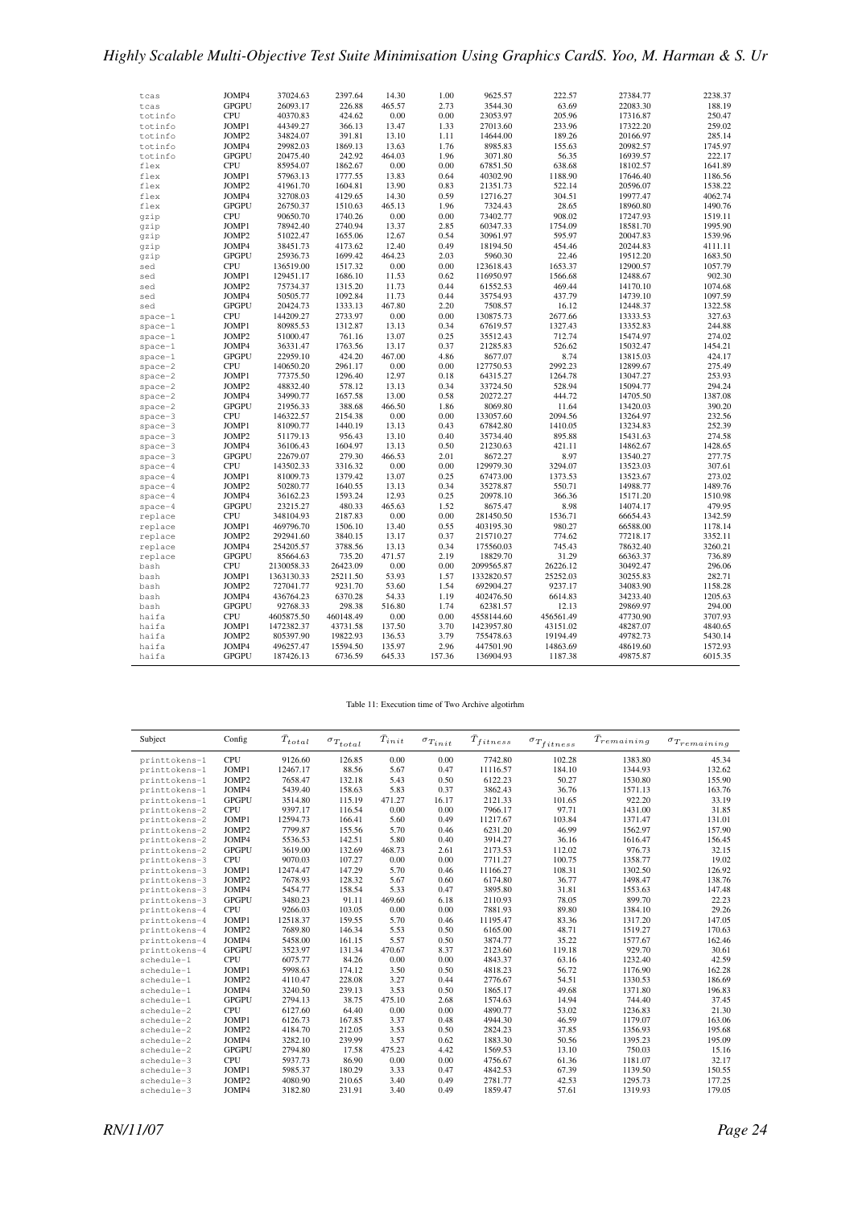| | | | | | | | | | |
|---|---|---|---|---|---|---|---|---|---|
| tcas | JOMP4 | 37024.63 | 2397.64 | 14.30 | 1.00 | 9625.57 | 222.57 | 27384.77 | 2238.37 |
| tcas | GPGPU | 26093.17 | 226.88 | 465.57 | 2.73 | 3544.30 | 63.69 | 22083.30 | 188.19 |
| totinfo | CPU | 40370.83 | 424.62 | 0.00 | 0.00 | 23053.97 | 205.96 | 17316.87 | 250.47 |
| totinfo | JOMP1 | 44349.27 | 366.13 | 13.47 | 1.33 | 27013.60 | 233.96 | 17322.20 | 259.02 |
| totinfo | JOMP2 | 34824.07 | 391.81 | 13.10 | 1.11 | 14644.00 | 189.26 | 20166.97 | 285.14 |
| totinfo | JOMP4 | 29982.03 | 1869.13 | 13.63 | 1.76 | 8985.83 | 155.63 | 20982.57 | 1745.97 |
| totinfo | GPGPU | 20475.40 | 242.92 | 464.03 | 1.96 | 3071.80 | 56.35 | 16939.57 | 222.17 |
| flex | CPU | 85954.07 | 1862.67 | 0.00 | 0.00 | 67851.50 | 638.68 | 18102.57 | 1641.89 |
| flex | JOMP1 | 57963.13 | 1777.55 | 13.83 | 0.64 | 40302.90 | 1188.90 | 17646.40 | 1186.56 |
| flex | JOMP2 | 41961.70 | 1604.81 | 13.90 | 0.83 | 21351.73 | 522.14 | 20596.07 | 1538.22 |
| flex | JOMP4 | 32708.03 | 4129.65 | 14.30 | 0.59 | 12716.27 | 304.51 | 19977.47 | 4062.74 |
| flex | GPGPU | 26750.37 | 1510.63 | 465.13 | 1.96 | 7324.43 | 28.65 | 18960.80 | 1490.76 |
| gzip | CPU | 90650.70 | 1740.26 | 0.00 | 0.00 | 73402.77 | 908.02 | 17247.93 | 1519.11 |
| gzip | JOMP1 | 78942.40 | 2740.94 | 13.37 | 2.85 | 60347.33 | 1754.09 | 18581.70 | 1995.90 |
| gzip | JOMP2 | 51022.47 | 1655.06 | 12.67 | 0.54 | 30961.97 | 595.97 | 20047.83 | 1539.96 |
| gzip | JOMP4 | 38451.73 | 4173.62 | 12.40 | 0.49 | 18194.50 | 454.46 | 20244.83 | 4111.11 |
| gzip | GPGPU | 25936.73 | 1699.42 | 464.23 | 2.03 | 5960.30 | 22.46 | 19512.20 | 1683.50 |
| sed | CPU | 136519.00 | 1517.32 | 0.00 | 0.00 | 123618.43 | 1653.37 | 12900.57 | 1057.79 |
| sed | JOMP1 | 129451.17 | 1686.10 | 11.53 | 0.62 | 116950.97 | 1566.68 | 12488.67 | 902.30 |
| sed | JOMP2 | 75734.37 | 1315.20 | 11.73 | 0.44 | 61552.53 | 469.44 | 14170.10 | 1074.68 |
| sed | JOMP4 | 50505.77 | 1092.84 | 11.73 | 0.44 | 35754.93 | 437.79 | 14739.10 | 1097.59 |
| sed | GPGPU | 20424.73 | 1333.13 | 467.80 | 2.20 | 7508.57 | 16.12 | 12448.37 | 1322.58 |
| space-1 | CPU | 144209.27 | 2733.97 | 0.00 | 0.00 | 130875.73 | 2677.66 | 13333.53 | 327.63 |
| space-1 | JOMP1 | 80985.53 | 1312.87 | 13.13 | 0.34 | 67619.57 | 1327.43 | 13352.83 | 244.88 |
| space-1 | JOMP2 | 51000.47 | 761.16 | 13.07 | 0.25 | 35512.43 | 712.74 | 15474.97 | 274.02 |
| space-1 | JOMP4 | 36331.47 | 1763.56 | 13.17 | 0.37 | 21285.83 | 526.62 | 15032.47 | 1454.21 |
| space-1 | GPGPU | 22959.10 | 424.20 | 467.00 | 4.86 | 8677.07 | 8.74 | 13815.03 | 424.17 |
| space-2 | CPU | 140650.20 | 2961.17 | 0.00 | 0.00 | 127750.53 | 2992.23 | 12899.67 | 275.49 |
| space-2 | JOMP1 | 77375.50 | 1296.40 | 12.97 | 0.18 | 64315.27 | 1264.78 | 13047.27 | 253.93 |
| space-2 | JOMP2 | 48832.40 | 578.12 | 13.13 | 0.34 | 33724.50 | 528.94 | 15094.77 | 294.24 |
| space-2 | JOMP4 | 34990.77 | 1657.58 | 13.00 | 0.58 | 20272.27 | 444.72 | 14705.50 | 1387.08 |
| space-2 | GPGPU | 21956.33 | 388.68 | 466.50 | 1.86 | 8069.80 | 11.64 | 13420.03 | 390.20 |
| space-3 | CPU | 146322.57 | 2154.38 | 0.00 | 0.00 | 133057.60 | 2094.56 | 13264.97 | 232.56 |
| space-3 | JOMP1 | 81090.77 | 1440.19 | 13.13 | 0.43 | 67842.80 | 1410.05 | 13234.83 | 252.39 |
| space-3 | JOMP2 | 51179.13 | 956.43 | 13.10 | 0.40 | 35734.40 | 895.88 | 15431.63 | 274.58 |
| space-3 | JOMP4 | 36106.43 | 1604.97 | 13.13 | 0.50 | 21230.63 | 421.11 | 14862.67 | 1428.65 |
| space-3 | GPGPU | 22679.07 | 279.30 | 466.53 | 2.01 | 8672.27 | 8.97 | 13540.27 | 277.75 |
| space-4 | CPU | 143502.33 | 3316.32 | 0.00 | 0.00 | 129979.30 | 3294.07 | 13523.03 | 307.61 |
| space-4 | JOMP1 | 81009.73 | 1379.42 | 13.07 | 0.25 | 67473.00 | 1373.53 | 13523.67 | 273.02 |
| space-4 | JOMP2 | 50280.77 | 1640.55 | 13.13 | 0.34 | 35278.87 | 550.71 | 14988.77 | 1489.76 |
| space-4 | JOMP4 | 36162.23 | 1593.24 | 12.93 | 0.25 | 20978.10 | 366.36 | 15171.20 | 1510.98 |
| space-4 | GPGPU | 23215.27 | 480.33 | 465.63 | 1.52 | 8675.47 | 8.98 | 14074.17 | 479.95 |
| replace | CPU | 348104.93 | 2187.83 | 0.00 | 0.00 | 281450.50 | 1536.71 | 66654.43 | 1342.59 |
| replace | JOMP1 | 469796.70 | 1506.10 | 13.40 | 0.55 | 403195.30 | 980.27 | 66588.00 | 1178.14 |
| replace | JOMP2 | 292941.60 | 3840.15 | 13.17 | 0.37 | 215710.27 | 774.62 | 77218.17 | 3352.11 |
| replace | JOMP4 | 254205.57 | 3788.56 | 13.13 | 0.34 | 175560.03 | 745.43 | 78632.40 | 3260.21 |
| replace | GPGPU | 85664.63 | 735.20 | 471.57 | 2.19 | 18829.70 | 31.29 | 66363.37 | 736.89 |
| bash | CPU | 2130058.33 | 26423.09 | 0.00 | 0.00 | 2099565.87 | 26226.12 | 30492.47 | 296.06 |
| bash | JOMP1 | 1363130.33 | 25211.50 | 53.93 | 1.57 | 1332820.57 | 25252.03 | 30255.83 | 282.71 |
| bash | JOMP2 | 727041.77 | 9231.70 | 53.60 | 1.54 | 692904.27 | 9237.17 | 34083.90 | 1158.28 |
| bash | JOMP4 | 436764.23 | 6370.28 | 54.33 | 1.19 | 402476.50 | 6614.83 | 34233.40 | 1205.63 |
| bash | GPGPU | 92768.33 | 298.38 | 516.80 | 1.74 | 62381.57 | 12.13 | 29869.97 | 294.00 |
| haifa | CPU | 4605875.50 | 460148.49 | 0.00 | 0.00 | 4558144.60 | 456561.49 | 47730.90 | 3707.93 |
| haifa | JOMP1 | 1472382.37 | 43731.58 | 137.50 | 3.70 | 1423957.80 | 43151.02 | 48287.07 | 4840.65 |
| haifa | JOMP2 | 805397.90 | 19822.93 | 136.53 | 3.79 | 755478.63 | 19194.49 | 49782.73 | 5430.14 |
| haifa | JOMP4 | 496257.47 | 15594.50 | 135.97 | 2.96 | 447501.90 | 14863.69 | 48619.60 | 1572.93 |
| haifa | GPGPU | 187426.13 | 6736.59 | 645.33 | 157.36 | 136904.93 | 1187.38 | 49875.87 | 6015.35 |

Table 11: Execution time of Two Archive algotirhm

| Subject | Config | $\bar{T}_{total}$ | $\sigma_{T_{total}}$ | $\bar{T}_{init}$ | $\sigma_{T_{init}}$ | $\bar{T}_{fitness}$ | $\sigma_{T_{fitness}}$ | $\bar{T}_{remaining}$ | $\sigma_{T_{remaining}}$ |
|---|---|---|---|---|---|---|---|---|---|
| printtokens-1 | CPU | 9126.60 | 126.85 | 0.00 | 0.00 | 7742.80 | 102.28 | 1383.80 | 45.34 |
| printtokens-1 | JOMP1 | 12467.17 | 88.56 | 5.67 | 0.47 | 11116.57 | 184.10 | 1344.93 | 132.62 |
| printtokens-1 | JOMP2 | 7658.47 | 132.18 | 5.43 | 0.50 | 6122.23 | 50.27 | 1530.80 | 155.90 |
| printtokens-1 | JOMP4 | 5439.40 | 158.63 | 5.83 | 0.37 | 3862.43 | 36.76 | 1571.13 | 163.76 |
| printtokens-1 | GPGPU | 3514.80 | 115.19 | 471.27 | 16.17 | 2121.33 | 101.65 | 922.20 | 33.19 |
| printtokens-2 | CPU | 9397.17 | 116.54 | 0.00 | 0.00 | 7966.17 | 97.71 | 1431.00 | 31.85 |
| printtokens-2 | JOMP1 | 12594.73 | 166.41 | 5.60 | 0.49 | 11217.67 | 103.84 | 1371.47 | 131.01 |
| printtokens-2 | JOMP2 | 7799.87 | 155.56 | 5.70 | 0.46 | 6231.20 | 46.99 | 1562.97 | 157.90 |
| printtokens-2 | JOMP4 | 5536.53 | 142.51 | 5.80 | 0.40 | 3914.27 | 36.16 | 1616.47 | 156.45 |
| printtokens-2 | GPGPU | 3619.00 | 132.69 | 468.73 | 2.61 | 2173.53 | 112.02 | 976.73 | 32.15 |
| printtokens-3 | CPU | 9070.03 | 107.27 | 0.00 | 0.00 | 7711.27 | 100.75 | 1358.77 | 19.02 |
| printtokens-3 | JOMP1 | 12474.47 | 147.29 | 5.70 | 0.46 | 11166.27 | 108.31 | 1302.50 | 126.92 |
| printtokens-3 | JOMP2 | 7678.93 | 128.32 | 5.67 | 0.60 | 6174.80 | 36.77 | 1498.47 | 138.76 |
| printtokens-3 | JOMP4 | 5454.77 | 158.54 | 5.33 | 0.47 | 3895.80 | 31.81 | 1553.63 | 147.48 |
| printtokens-3 | GPGPU | 3480.23 | 91.11 | 469.60 | 6.18 | 2110.93 | 78.05 | 899.70 | 22.23 |
| printtokens-4 | CPU | 9266.03 | 103.05 | 0.00 | 0.00 | 7881.93 | 89.80 | 1384.10 | 29.26 |
| printtokens-4 | JOMP1 | 12518.37 | 159.55 | 5.70 | 0.46 | 11195.47 | 83.36 | 1317.20 | 147.05 |
| printtokens-4 | JOMP2 | 7689.80 | 146.34 | 5.53 | 0.50 | 6165.00 | 48.71 | 1519.27 | 170.63 |
| printtokens-4 | JOMP4 | 5458.00 | 161.15 | 5.57 | 0.50 | 3874.77 | 35.22 | 1577.67 | 162.46 |
| printtokens-4 | GPGPU | 3523.97 | 131.34 | 470.67 | 8.37 | 2123.60 | 119.18 | 929.70 | 30.61 |
| schedule-1 | CPU | 6075.77 | 84.26 | 0.00 | 0.00 | 4843.37 | 63.16 | 1232.40 | 42.59 |
| schedule-1 | JOMP1 | 5998.63 | 174.12 | 3.50 | 0.50 | 4818.23 | 56.72 | 1176.90 | 162.28 |
| schedule-1 | JOMP2 | 4110.47 | 228.08 | 3.27 | 0.44 | 2776.67 | 54.51 | 1330.53 | 186.69 |
| schedule-1 | JOMP4 | 3240.50 | 239.13 | 3.53 | 0.50 | 1865.17 | 49.68 | 1371.80 | 196.83 |
| schedule-1 | GPGPU | 2794.13 | 38.75 | 475.10 | 2.68 | 1574.63 | 14.94 | 744.40 | 37.45 |
| schedule-2 | CPU | 6127.60 | 64.40 | 0.00 | 0.00 | 4890.77 | 53.02 | 1236.83 | 21.30 |
| schedule-2 | JOMP1 | 6126.73 | 167.85 | 3.37 | 0.48 | 4944.30 | 46.59 | 1179.07 | 163.06 |
| schedule-2 | JOMP2 | 4184.70 | 212.05 | 3.53 | 0.50 | 2824.23 | 37.85 | 1356.93 | 195.68 |
| schedule-2 | JOMP4 | 3282.10 | 239.99 | 3.57 | 0.62 | 1883.30 | 50.56 | 1395.23 | 195.09 |
| schedule-2 | GPGPU | 2794.80 | 17.58 | 475.23 | 4.42 | 1569.53 | 13.10 | 750.03 | 15.16 |
| schedule-3 | CPU | 5937.73 | 86.90 | 0.00 | 0.00 | 4756.67 | 61.36 | 1181.07 | 32.17 |
| schedule-3 | JOMP1 | 5985.37 | 180.29 | 3.33 | 0.47 | 4842.53 | 67.39 | 1139.50 | 150.55 |
| schedule-3 | JOMP2 | 4080.90 | 210.65 | 3.40 | 0.49 | 2781.77 | 42.53 | 1295.73 | 177.25 |
| schedule-3 | JOMP4 | 3182.80 | 231.91 | 3.40 | 0.49 | 1859.47 | 57.61 | 1319.93 | 179.05 |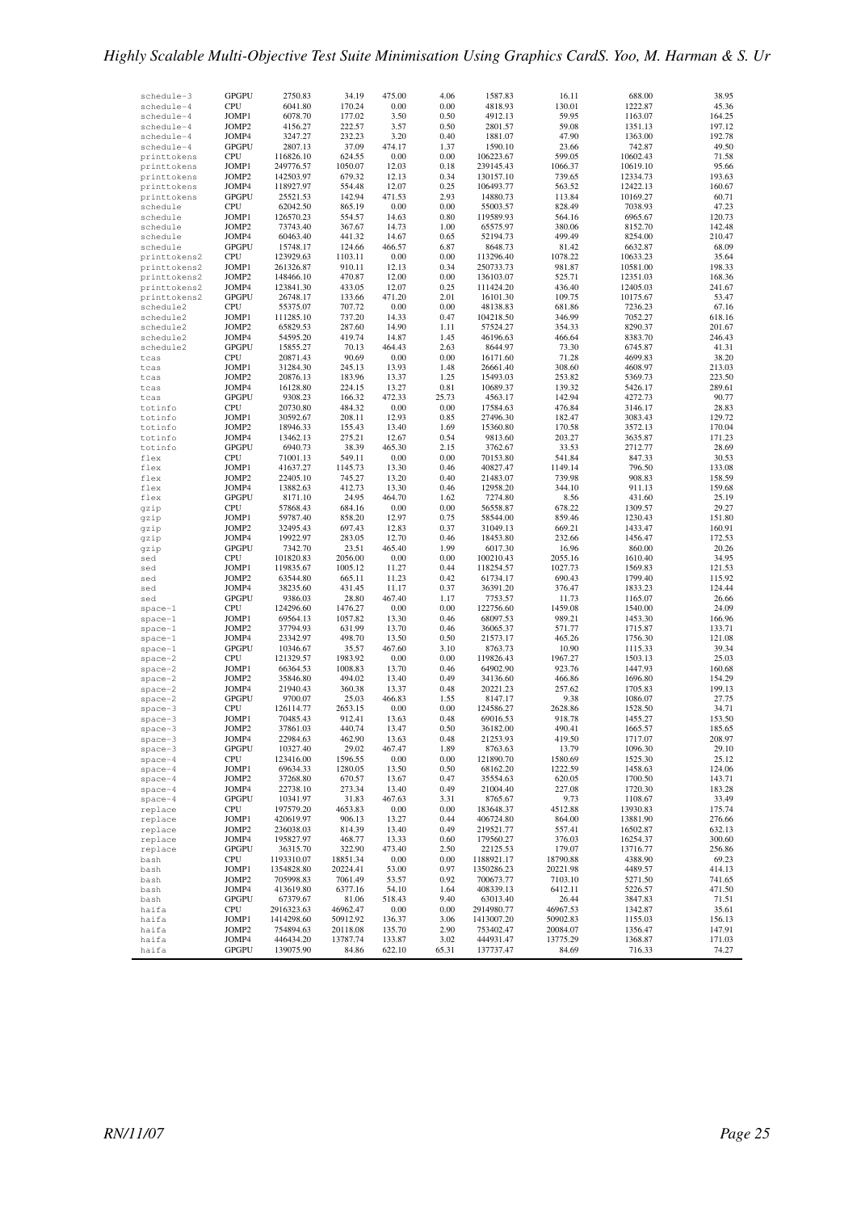| | | | | | | | | | |
|---|---|---|---|---|---|---|---|---|---|
| schedule-3 | GPGPU | 2750.83 | 34.19 | 475.00 | 4.06 | 1587.83 | 16.11 | 688.00 | 38.95 |
| schedule-4 | CPU | 6041.80 | 170.24 | 0.00 | 0.00 | 4818.93 | 130.01 | 1222.87 | 45.36 |
| schedule-4 | JOMP1 | 6078.70 | 177.02 | 3.50 | 0.50 | 4912.13 | 59.95 | 1163.07 | 164.25 |
| schedule-4 | JOMP2 | 4156.27 | 222.57 | 3.57 | 0.50 | 2801.57 | 59.08 | 1351.13 | 197.12 |
| schedule-4 | JOMP4 | 3247.27 | 232.23 | 3.20 | 0.40 | 1881.07 | 47.90 | 1363.00 | 192.78 |
| schedule-4 | GPGPU | 2807.13 | 37.09 | 474.17 | 1.37 | 1590.10 | 23.66 | 742.87 | 49.50 |
| printtokens | CPU | 116826.10 | 624.55 | 0.00 | 0.00 | 106223.67 | 599.05 | 10602.43 | 71.58 |
| printtokens | JOMP1 | 249776.57 | 1050.07 | 12.03 | 0.18 | 239145.43 | 1066.37 | 10619.10 | 95.66 |
| printtokens | JOMP2 | 142503.97 | 679.32 | 12.13 | 0.34 | 130157.10 | 739.65 | 12334.73 | 193.63 |
| printtokens | JOMP4 | 118927.97 | 554.48 | 12.07 | 0.25 | 106493.77 | 563.52 | 12422.13 | 160.67 |
| printtokens | GPGPU | 25521.53 | 142.94 | 471.53 | 2.93 | 14880.73 | 113.84 | 10169.27 | 60.71 |
| schedule | CPU | 62042.50 | 865.19 | 0.00 | 0.00 | 55003.57 | 828.49 | 7038.93 | 47.23 |
| schedule | JOMP1 | 126570.23 | 554.57 | 14.63 | 0.80 | 119589.93 | 564.16 | 6965.67 | 120.73 |
| schedule | JOMP2 | 73743.40 | 367.67 | 14.73 | 1.00 | 65575.97 | 380.06 | 8152.70 | 142.48 |
| schedule | JOMP4 | 60463.40 | 441.32 | 14.67 | 0.65 | 52194.73 | 499.49 | 8254.00 | 210.47 |
| schedule | GPGPU | 15748.17 | 124.66 | 466.57 | 6.87 | 8648.73 | 81.42 | 6632.87 | 68.09 |
| printtokens2 | CPU | 123929.63 | 1103.11 | 0.00 | 0.00 | 113296.40 | 1078.22 | 10633.23 | 35.64 |
| printtokens2 | JOMP1 | 261326.87 | 910.11 | 12.13 | 0.34 | 250733.73 | 981.87 | 10581.00 | 198.33 |
| printtokens2 | JOMP2 | 148466.10 | 470.87 | 12.00 | 0.00 | 136103.07 | 525.71 | 12351.03 | 168.36 |
| printtokens2 | JOMP4 | 123841.30 | 433.05 | 12.07 | 0.25 | 111424.20 | 436.40 | 12405.03 | 241.67 |
| printtokens2 | GPGPU | 26748.17 | 133.66 | 471.20 | 2.01 | 16101.30 | 109.75 | 10175.67 | 53.47 |
| schedule2 | CPU | 55375.07 | 707.72 | 0.00 | 0.00 | 48138.83 | 681.86 | 7236.23 | 67.16 |
| schedule2 | JOMP1 | 111285.10 | 737.20 | 14.33 | 0.47 | 104218.50 | 346.99 | 7052.27 | 618.16 |
| schedule2 | JOMP2 | 65829.53 | 287.60 | 14.90 | 1.11 | 57524.27 | 354.33 | 8290.37 | 201.67 |
| schedule2 | JOMP4 | 54595.20 | 419.74 | 14.87 | 1.45 | 46196.63 | 466.64 | 8383.70 | 246.43 |
| schedule2 | GPGPU | 15855.27 | 70.13 | 464.43 | 2.63 | 8644.97 | 73.30 | 6745.87 | 41.31 |
| tcas | CPU | 20871.43 | 90.69 | 0.00 | 0.00 | 16171.60 | 71.28 | 4699.83 | 38.20 |
| tcas | JOMP1 | 31284.30 | 245.13 | 13.93 | 1.48 | 26661.40 | 308.60 | 4608.97 | 213.03 |
| tcas | JOMP2 | 20876.13 | 183.96 | 13.37 | 1.25 | 15493.03 | 253.82 | 5369.73 | 223.50 |
| tcas | JOMP4 | 16128.80 | 224.15 | 13.27 | 0.81 | 10689.37 | 139.32 | 5426.17 | 289.61 |
| tcas | GPGPU | 9308.23 | 166.32 | 472.33 | 25.73 | 4563.17 | 142.94 | 4272.73 | 90.77 |
| totinfo | CPU | 20730.80 | 484.32 | 0.00 | 0.00 | 17584.63 | 476.84 | 3146.17 | 28.83 |
| totinfo | JOMP1 | 30592.67 | 208.11 | 12.93 | 0.85 | 27496.30 | 182.47 | 3083.43 | 129.72 |
| totinfo | JOMP2 | 18946.33 | 155.43 | 13.40 | 1.69 | 15360.80 | 170.58 | 3572.13 | 170.04 |
| totinfo | JOMP4 | 13462.13 | 275.21 | 12.67 | 0.54 | 9813.60 | 203.27 | 3635.87 | 171.23 |
| totinfo | GPGPU | 6940.73 | 38.39 | 465.30 | 2.15 | 3762.67 | 33.53 | 2712.77 | 28.69 |
| flex | CPU | 71001.13 | 549.11 | 0.00 | 0.00 | 70153.80 | 541.84 | 847.33 | 30.53 |
| flex | JOMP1 | 41637.27 | 1145.73 | 13.30 | 0.46 | 40827.47 | 1149.14 | 796.50 | 133.08 |
| flex | JOMP2 | 22405.10 | 745.27 | 13.20 | 0.40 | 21483.07 | 739.98 | 908.83 | 158.59 |
| flex | JOMP4 | 13882.63 | 412.73 | 13.30 | 0.46 | 12958.20 | 344.10 | 911.13 | 159.68 |
| flex | GPGPU | 8171.10 | 24.95 | 464.70 | 1.62 | 7274.80 | 8.56 | 431.60 | 25.19 |
| gzip | CPU | 57868.43 | 684.16 | 0.00 | 0.00 | 56558.87 | 678.22 | 1309.57 | 29.27 |
| gzip | JOMP1 | 59787.40 | 858.20 | 12.97 | 0.75 | 58544.00 | 859.46 | 1230.43 | 151.80 |
| gzip | JOMP2 | 32495.43 | 697.43 | 12.83 | 0.37 | 31049.13 | 669.21 | 1433.47 | 160.91 |
| gzip | JOMP4 | 19922.97 | 283.05 | 12.70 | 0.46 | 18453.80 | 232.66 | 1456.47 | 172.53 |
| gzip | GPGPU | 7342.70 | 23.51 | 465.40 | 1.99 | 6017.30 | 16.96 | 860.00 | 20.26 |
| sed | CPU | 101820.83 | 2056.00 | 0.00 | 0.00 | 100210.43 | 2055.16 | 1610.40 | 34.95 |
| sed | JOMP1 | 119835.67 | 1005.12 | 11.27 | 0.44 | 118254.57 | 1027.73 | 1569.83 | 121.53 |
| sed | JOMP2 | 63544.80 | 665.11 | 11.23 | 0.42 | 61734.17 | 690.43 | 1799.40 | 115.92 |
| sed | JOMP4 | 38235.60 | 431.45 | 11.17 | 0.37 | 36391.20 | 376.47 | 1833.23 | 124.44 |
| sed | GPGPU | 9386.03 | 28.80 | 467.40 | 1.17 | 7753.57 | 11.73 | 1165.07 | 26.66 |
| space-1 | CPU | 124296.60 | 1476.27 | 0.00 | 0.00 | 122756.60 | 1459.08 | 1540.00 | 24.09 |
| space-1 | JOMP1 | 69564.13 | 1057.82 | 13.30 | 0.46 | 68097.53 | 989.21 | 1453.30 | 166.96 |
| space-1 | JOMP2 | 37794.93 | 631.99 | 13.70 | 0.46 | 36065.37 | 571.77 | 1715.87 | 133.71 |
| space-1 | JOMP4 | 23342.97 | 498.70 | 13.50 | 0.50 | 21573.17 | 465.26 | 1756.30 | 121.08 |
| space-1 | GPGPU | 10346.67 | 35.57 | 467.60 | 3.10 | 8763.73 | 10.90 | 1115.33 | 39.34 |
| space-2 | CPU | 121329.57 | 1983.92 | 0.00 | 0.00 | 119826.43 | 1967.27 | 1503.13 | 25.03 |
| space-2 | JOMP1 | 66364.53 | 1008.83 | 13.70 | 0.46 | 64902.90 | 923.76 | 1447.93 | 160.68 |
| space-2 | JOMP2 | 35846.80 | 494.02 | 13.40 | 0.49 | 34136.60 | 466.86 | 1696.80 | 154.29 |
| space-2 | JOMP4 | 21940.43 | 360.38 | 13.37 | 0.48 | 20221.23 | 257.62 | 1705.83 | 199.13 |
| space-2 | GPGPU | 9700.07 | 25.03 | 466.83 | 1.55 | 8147.17 | 9.38 | 1086.07 | 27.75 |
| space-3 | CPU | 126114.77 | 2653.15 | 0.00 | 0.00 | 124586.27 | 2628.86 | 1528.50 | 34.71 |
| space-3 | JOMP1 | 70485.43 | 912.41 | 13.63 | 0.48 | 69016.53 | 918.78 | 1455.27 | 153.50 |
| space-3 | JOMP2 | 37861.03 | 440.74 | 13.47 | 0.50 | 36182.00 | 490.41 | 1665.57 | 185.65 |
| space-3 | JOMP4 | 22984.63 | 462.90 | 13.63 | 0.48 | 21253.93 | 419.50 | 1717.07 | 208.97 |
| space-3 | GPGPU | 10327.40 | 29.02 | 467.47 | 1.89 | 8763.63 | 13.79 | 1096.30 | 29.10 |
| space-4 | CPU | 123416.00 | 1596.55 | 0.00 | 0.00 | 121890.70 | 1580.69 | 1525.30 | 25.12 |
| space-4 | JOMP1 | 69634.33 | 1280.05 | 13.50 | 0.50 | 68162.20 | 1222.59 | 1458.63 | 124.06 |
| space-4 | JOMP2 | 37268.80 | 670.57 | 13.67 | 0.47 | 35554.63 | 620.05 | 1700.50 | 143.71 |
| space-4 | JOMP4 | 22738.10 | 273.34 | 13.40 | 0.49 | 21004.40 | 227.08 | 1720.30 | 183.28 |
| space-4 | GPGPU | 10341.97 | 31.83 | 467.63 | 3.31 | 8765.67 | 9.73 | 1108.67 | 33.49 |
| replace | CPU | 197579.20 | 4653.83 | 0.00 | 0.00 | 183648.37 | 4512.88 | 13930.83 | 175.74 |
| replace | JOMP1 | 420619.97 | 906.13 | 13.27 | 0.44 | 406724.80 | 864.00 | 13881.90 | 276.66 |
| replace | JOMP2 | 236038.03 | 814.39 | 13.40 | 0.49 | 219521.77 | 557.41 | 16502.87 | 632.13 |
| replace | JOMP4 | 195827.97 | 468.77 | 13.33 | 0.60 | 179560.27 | 376.03 | 16254.37 | 300.60 |
| replace | GPGPU | 36315.70 | 322.90 | 473.40 | 2.50 | 22125.53 | 179.07 | 13716.77 | 256.86 |
| bash | CPU | 1193310.07 | 18851.34 | 0.00 | 0.00 | 1188921.17 | 18790.88 | 4388.90 | 69.23 |
| bash | JOMP1 | 1354828.80 | 20224.41 | 53.00 | 0.97 | 1350286.23 | 20221.98 | 4489.57 | 414.13 |
| bash | JOMP2 | 705998.83 | 7061.49 | 53.57 | 0.92 | 700673.77 | 7103.10 | 5271.50 | 741.65 |
| bash | JOMP4 | 413619.80 | 6377.16 | 54.10 | 1.64 | 408339.13 | 6412.11 | 5226.57 | 471.50 |
| bash | GPGPU | 67379.67 | 81.06 | 518.43 | 9.40 | 63013.40 | 26.44 | 3847.83 | 71.51 |
| haifa | CPU | 2916323.63 | 46962.47 | 0.00 | 0.00 | 2914980.77 | 46967.53 | 1342.87 | 35.61 |
| haifa | JOMP1 | 1414298.60 | 50912.92 | 136.37 | 3.06 | 1413007.20 | 50902.83 | 1155.03 | 156.13 |
| haifa | JOMP2 | 754894.63 | 20118.08 | 135.70 | 2.90 | 753402.47 | 20084.07 | 1356.47 | 147.91 |
| haifa | JOMP4 | 446434.20 | 13787.74 | 133.87 | 3.02 | 444931.47 | 13775.29 | 1368.87 | 171.03 |
| haifa | GPGPU | 139075.90 | 84.86 | 622.10 | 65.31 | 137737.47 | 84.69 | 716.33 | 74.27 |